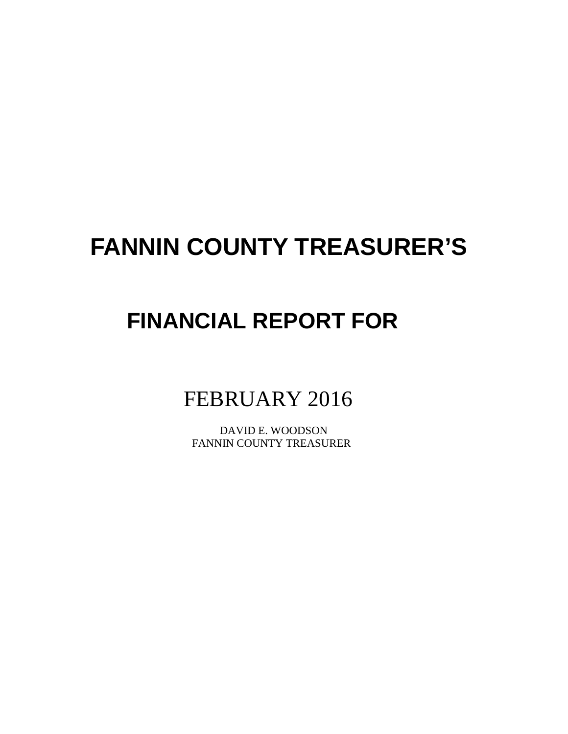# FANNIN COUNTY TREASURER'S

# FINANCIAL REPORT FOR

FEBRUARY 2016

DAVID E. WOODSON
FANNIN COUNTY TREASURER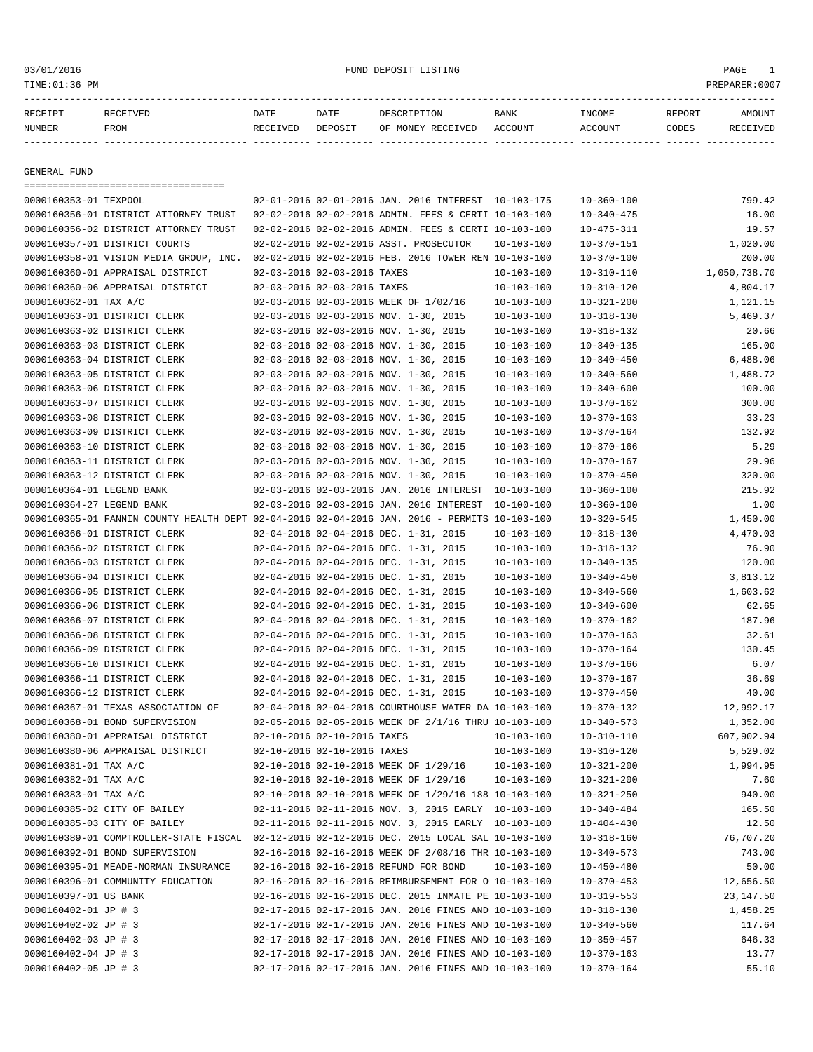03/01/2016 FUND DEPOSIT LISTING

TIME:01:36 PM PREPARER:0007

| RECEIPT NUMBER | RECEIVED FROM | DATE RECEIVED | DATE DEPOSIT | DESCRIPTION OF MONEY RECEIVED | BANK ACCOUNT | INCOME ACCOUNT | REPORT CODES | AMOUNT RECEIVED |
|---|---|---|---|---|---|---|---|---|

GENERAL FUND

| RECEIPT NUMBER | RECEIVED FROM | DATE RECEIVED | DATE DEPOSIT | DESCRIPTION OF MONEY RECEIVED | BANK ACCOUNT | INCOME ACCOUNT | REPORT CODES | AMOUNT RECEIVED |
|---|---|---|---|---|---|---|---|---|
| 0000160353-01 | TEXPOOL | 02-01-2016 | 02-01-2016 | JAN. 2016 INTEREST | 10-103-175 | 10-360-100 | | 799.42 |
| 0000160356-01 | DISTRICT ATTORNEY TRUST | 02-02-2016 | 02-02-2016 | ADMIN. FEES & CERTI | 10-103-100 | 10-340-475 | | 16.00 |
| 0000160356-02 | DISTRICT ATTORNEY TRUST | 02-02-2016 | 02-02-2016 | ADMIN. FEES & CERTI | 10-103-100 | 10-475-311 | | 19.57 |
| 0000160357-01 | DISTRICT COURTS | 02-02-2016 | 02-02-2016 | ASST. PROSECUTOR | 10-103-100 | 10-370-151 | | 1,020.00 |
| 0000160358-01 | VISION MEDIA GROUP, INC. | 02-02-2016 | 02-02-2016 | FEB. 2016 TOWER REN | 10-103-100 | 10-370-100 | | 200.00 |
| 0000160360-01 | APPRAISAL DISTRICT | 02-03-2016 | 02-03-2016 | TAXES | 10-103-100 | 10-310-110 | | 1,050,738.70 |
| 0000160360-06 | APPRAISAL DISTRICT | 02-03-2016 | 02-03-2016 | TAXES | 10-103-100 | 10-310-120 | | 4,804.17 |
| 0000160362-01 | TAX A/C | 02-03-2016 | 02-03-2016 | WEEK OF 1/02/16 | 10-103-100 | 10-321-200 | | 1,121.15 |
| 0000160363-01 | DISTRICT CLERK | 02-03-2016 | 02-03-2016 | NOV. 1-30, 2015 | 10-103-100 | 10-318-130 | | 5,469.37 |
| 0000160363-02 | DISTRICT CLERK | 02-03-2016 | 02-03-2016 | NOV. 1-30, 2015 | 10-103-100 | 10-318-132 | | 20.66 |
| 0000160363-03 | DISTRICT CLERK | 02-03-2016 | 02-03-2016 | NOV. 1-30, 2015 | 10-103-100 | 10-340-135 | | 165.00 |
| 0000160363-04 | DISTRICT CLERK | 02-03-2016 | 02-03-2016 | NOV. 1-30, 2015 | 10-103-100 | 10-340-450 | | 6,488.06 |
| 0000160363-05 | DISTRICT CLERK | 02-03-2016 | 02-03-2016 | NOV. 1-30, 2015 | 10-103-100 | 10-340-560 | | 1,488.72 |
| 0000160363-06 | DISTRICT CLERK | 02-03-2016 | 02-03-2016 | NOV. 1-30, 2015 | 10-103-100 | 10-340-600 | | 100.00 |
| 0000160363-07 | DISTRICT CLERK | 02-03-2016 | 02-03-2016 | NOV. 1-30, 2015 | 10-103-100 | 10-370-162 | | 300.00 |
| 0000160363-08 | DISTRICT CLERK | 02-03-2016 | 02-03-2016 | NOV. 1-30, 2015 | 10-103-100 | 10-370-163 | | 33.23 |
| 0000160363-09 | DISTRICT CLERK | 02-03-2016 | 02-03-2016 | NOV. 1-30, 2015 | 10-103-100 | 10-370-164 | | 132.92 |
| 0000160363-10 | DISTRICT CLERK | 02-03-2016 | 02-03-2016 | NOV. 1-30, 2015 | 10-103-100 | 10-370-166 | | 5.29 |
| 0000160363-11 | DISTRICT CLERK | 02-03-2016 | 02-03-2016 | NOV. 1-30, 2015 | 10-103-100 | 10-370-167 | | 29.96 |
| 0000160363-12 | DISTRICT CLERK | 02-03-2016 | 02-03-2016 | NOV. 1-30, 2015 | 10-103-100 | 10-370-450 | | 320.00 |
| 0000160364-01 | LEGEND BANK | 02-03-2016 | 02-03-2016 | JAN. 2016 INTEREST | 10-103-100 | 10-360-100 | | 215.92 |
| 0000160364-27 | LEGEND BANK | 02-03-2016 | 02-03-2016 | JAN. 2016 INTEREST | 10-100-100 | 10-360-100 | | 1.00 |
| 0000160365-01 | FANNIN COUNTY HEALTH DEPT | 02-04-2016 | 02-04-2016 | JAN. 2016 - PERMITS | 10-103-100 | 10-320-545 | | 1,450.00 |
| 0000160366-01 | DISTRICT CLERK | 02-04-2016 | 02-04-2016 | DEC. 1-31, 2015 | 10-103-100 | 10-318-130 | | 4,470.03 |
| 0000160366-02 | DISTRICT CLERK | 02-04-2016 | 02-04-2016 | DEC. 1-31, 2015 | 10-103-100 | 10-318-132 | | 76.90 |
| 0000160366-03 | DISTRICT CLERK | 02-04-2016 | 02-04-2016 | DEC. 1-31, 2015 | 10-103-100 | 10-340-135 | | 120.00 |
| 0000160366-04 | DISTRICT CLERK | 02-04-2016 | 02-04-2016 | DEC. 1-31, 2015 | 10-103-100 | 10-340-450 | | 3,813.12 |
| 0000160366-05 | DISTRICT CLERK | 02-04-2016 | 02-04-2016 | DEC. 1-31, 2015 | 10-103-100 | 10-340-560 | | 1,603.62 |
| 0000160366-06 | DISTRICT CLERK | 02-04-2016 | 02-04-2016 | DEC. 1-31, 2015 | 10-103-100 | 10-340-600 | | 62.65 |
| 0000160366-07 | DISTRICT CLERK | 02-04-2016 | 02-04-2016 | DEC. 1-31, 2015 | 10-103-100 | 10-370-162 | | 187.96 |
| 0000160366-08 | DISTRICT CLERK | 02-04-2016 | 02-04-2016 | DEC. 1-31, 2015 | 10-103-100 | 10-370-163 | | 32.61 |
| 0000160366-09 | DISTRICT CLERK | 02-04-2016 | 02-04-2016 | DEC. 1-31, 2015 | 10-103-100 | 10-370-164 | | 130.45 |
| 0000160366-10 | DISTRICT CLERK | 02-04-2016 | 02-04-2016 | DEC. 1-31, 2015 | 10-103-100 | 10-370-166 | | 6.07 |
| 0000160366-11 | DISTRICT CLERK | 02-04-2016 | 02-04-2016 | DEC. 1-31, 2015 | 10-103-100 | 10-370-167 | | 36.69 |
| 0000160366-12 | DISTRICT CLERK | 02-04-2016 | 02-04-2016 | DEC. 1-31, 2015 | 10-103-100 | 10-370-450 | | 40.00 |
| 0000160367-01 | TEXAS ASSOCIATION OF | 02-04-2016 | 02-04-2016 | COURTHOUSE WATER DA | 10-103-100 | 10-370-132 | | 12,992.17 |
| 0000160368-01 | BOND SUPERVISION | 02-05-2016 | 02-05-2016 | WEEK OF 2/1/16 THRU | 10-103-100 | 10-340-573 | | 1,352.00 |
| 0000160380-01 | APPRAISAL DISTRICT | 02-10-2016 | 02-10-2016 | TAXES | 10-103-100 | 10-310-110 | | 607,902.94 |
| 0000160380-06 | APPRAISAL DISTRICT | 02-10-2016 | 02-10-2016 | TAXES | 10-103-100 | 10-310-120 | | 5,529.02 |
| 0000160381-01 | TAX A/C | 02-10-2016 | 02-10-2016 | WEEK OF 1/29/16 | 10-103-100 | 10-321-200 | | 1,994.95 |
| 0000160382-01 | TAX A/C | 02-10-2016 | 02-10-2016 | WEEK OF 1/29/16 | 10-103-100 | 10-321-200 | | 7.60 |
| 0000160383-01 | TAX A/C | 02-10-2016 | 02-10-2016 | WEEK OF 1/29/16 188 | 10-103-100 | 10-321-250 | | 940.00 |
| 0000160385-02 | CITY OF BAILEY | 02-11-2016 | 02-11-2016 | NOV. 3, 2015 EARLY | 10-103-100 | 10-340-484 | | 165.50 |
| 0000160385-03 | CITY OF BAILEY | 02-11-2016 | 02-11-2016 | NOV. 3, 2015 EARLY | 10-103-100 | 10-404-430 | | 12.50 |
| 0000160389-01 | COMPTROLLER-STATE FISCAL | 02-12-2016 | 02-12-2016 | DEC. 2015 LOCAL SAL | 10-103-100 | 10-318-160 | | 76,707.20 |
| 0000160392-01 | BOND SUPERVISION | 02-16-2016 | 02-16-2016 | WEEK OF 2/08/16 THR | 10-103-100 | 10-340-573 | | 743.00 |
| 0000160395-01 | MEADE-NORMAN INSURANCE | 02-16-2016 | 02-16-2016 | REFUND FOR BOND | 10-103-100 | 10-450-480 | | 50.00 |
| 0000160396-01 | COMMUNITY EDUCATION | 02-16-2016 | 02-16-2016 | REIMBURSEMENT FOR O | 10-103-100 | 10-370-453 | | 12,656.50 |
| 0000160397-01 | US BANK | 02-16-2016 | 02-16-2016 | DEC. 2015 INMATE PE | 10-103-100 | 10-319-553 | | 23,147.50 |
| 0000160402-01 | JP # 3 | 02-17-2016 | 02-17-2016 | JAN. 2016 FINES AND | 10-103-100 | 10-318-130 | | 1,458.25 |
| 0000160402-02 | JP # 3 | 02-17-2016 | 02-17-2016 | JAN. 2016 FINES AND | 10-103-100 | 10-340-560 | | 117.64 |
| 0000160402-03 | JP # 3 | 02-17-2016 | 02-17-2016 | JAN. 2016 FINES AND | 10-103-100 | 10-350-457 | | 646.33 |
| 0000160402-04 | JP # 3 | 02-17-2016 | 02-17-2016 | JAN. 2016 FINES AND | 10-103-100 | 10-370-163 | | 13.77 |
| 0000160402-05 | JP # 3 | 02-17-2016 | 02-17-2016 | JAN. 2016 FINES AND | 10-103-100 | 10-370-164 | | 55.10 |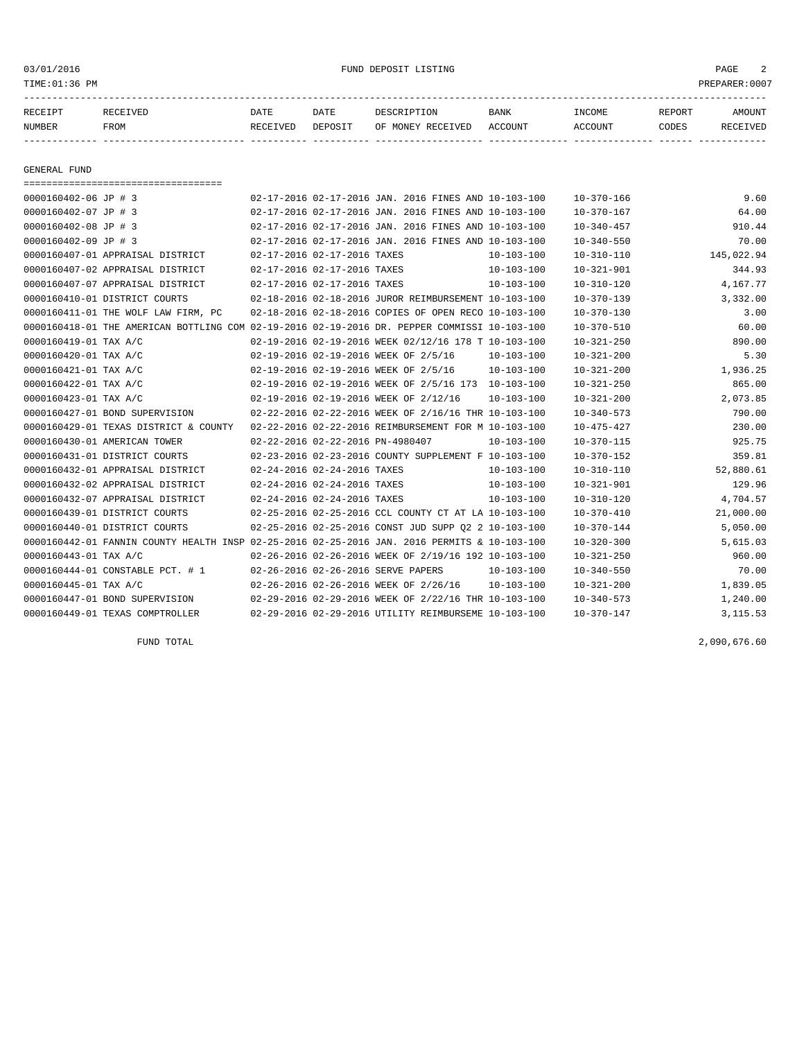03/01/2016 FUND DEPOSIT LISTING PAGE 2
TIME:01:36 PM PREPARER:0007

| RECEIPT NUMBER | RECEIVED FROM | DATE RECEIVED | DATE DEPOSIT | DESCRIPTION OF MONEY RECEIVED | BANK ACCOUNT | INCOME ACCOUNT | REPORT CODES | AMOUNT RECEIVED |
|---|---|---|---|---|---|---|---|---|

## GENERAL FUND

| RECEIPT NUMBER | RECEIVED FROM | DATE RECEIVED | DATE DEPOSIT | DESCRIPTION OF MONEY RECEIVED | BANK ACCOUNT | INCOME ACCOUNT | REPORT CODES | AMOUNT RECEIVED |
|---|---|---|---|---|---|---|---|---|
| 0000160402-06 | JP # 3 | 02-17-2016 | 02-17-2016 | JAN. 2016 FINES AND | 10-103-100 | 10-370-166 | | 9.60 |
| 0000160402-07 | JP # 3 | 02-17-2016 | 02-17-2016 | JAN. 2016 FINES AND | 10-103-100 | 10-370-167 | | 64.00 |
| 0000160402-08 | JP # 3 | 02-17-2016 | 02-17-2016 | JAN. 2016 FINES AND | 10-103-100 | 10-340-457 | | 910.44 |
| 0000160402-09 | JP # 3 | 02-17-2016 | 02-17-2016 | JAN. 2016 FINES AND | 10-103-100 | 10-340-550 | | 70.00 |
| 0000160407-01 | APPRAISAL DISTRICT | 02-17-2016 | 02-17-2016 | TAXES | 10-103-100 | 10-310-110 | | 145,022.94 |
| 0000160407-02 | APPRAISAL DISTRICT | 02-17-2016 | 02-17-2016 | TAXES | 10-103-100 | 10-321-901 | | 344.93 |
| 0000160407-07 | APPRAISAL DISTRICT | 02-17-2016 | 02-17-2016 | TAXES | 10-103-100 | 10-310-120 | | 4,167.77 |
| 0000160410-01 | DISTRICT COURTS | 02-18-2016 | 02-18-2016 | JUROR REIMBURSEMENT | 10-103-100 | 10-370-139 | | 3,332.00 |
| 0000160411-01 | THE WOLF LAW FIRM, PC | 02-18-2016 | 02-18-2016 | COPIES OF OPEN RECO | 10-103-100 | 10-370-130 | | 3.00 |
| 0000160418-01 | THE AMERICAN BOTTLING COM | 02-19-2016 | 02-19-2016 | DR. PEPPER COMMISSI | 10-103-100 | 10-370-510 | | 60.00 |
| 0000160419-01 | TAX A/C | 02-19-2016 | 02-19-2016 | WEEK 02/12/16 178 T | 10-103-100 | 10-321-250 | | 890.00 |
| 0000160420-01 | TAX A/C | 02-19-2016 | 02-19-2016 | WEEK OF 2/5/16 | 10-103-100 | 10-321-200 | | 5.30 |
| 0000160421-01 | TAX A/C | 02-19-2016 | 02-19-2016 | WEEK OF 2/5/16 | 10-103-100 | 10-321-200 | | 1,936.25 |
| 0000160422-01 | TAX A/C | 02-19-2016 | 02-19-2016 | WEEK OF 2/5/16 173 | 10-103-100 | 10-321-250 | | 865.00 |
| 0000160423-01 | TAX A/C | 02-19-2016 | 02-19-2016 | WEEK OF 2/12/16 | 10-103-100 | 10-321-200 | | 2,073.85 |
| 0000160427-01 | BOND SUPERVISION | 02-22-2016 | 02-22-2016 | WEEK OF 2/16/16 THR | 10-103-100 | 10-340-573 | | 790.00 |
| 0000160429-01 | TEXAS DISTRICT & COUNTY | 02-22-2016 | 02-22-2016 | REIMBURSEMENT FOR M | 10-103-100 | 10-475-427 | | 230.00 |
| 0000160430-01 | AMERICAN TOWER | 02-22-2016 | 02-22-2016 | PN-4980407 | 10-103-100 | 10-370-115 | | 925.75 |
| 0000160431-01 | DISTRICT COURTS | 02-23-2016 | 02-23-2016 | COUNTY SUPPLEMENT F | 10-103-100 | 10-370-152 | | 359.81 |
| 0000160432-01 | APPRAISAL DISTRICT | 02-24-2016 | 02-24-2016 | TAXES | 10-103-100 | 10-310-110 | | 52,880.61 |
| 0000160432-02 | APPRAISAL DISTRICT | 02-24-2016 | 02-24-2016 | TAXES | 10-103-100 | 10-321-901 | | 129.96 |
| 0000160432-07 | APPRAISAL DISTRICT | 02-24-2016 | 02-24-2016 | TAXES | 10-103-100 | 10-310-120 | | 4,704.57 |
| 0000160439-01 | DISTRICT COURTS | 02-25-2016 | 02-25-2016 | CCL COUNTY CT AT LA | 10-103-100 | 10-370-410 | | 21,000.00 |
| 0000160440-01 | DISTRICT COURTS | 02-25-2016 | 02-25-2016 | CONST JUD SUPP Q2 2 | 10-103-100 | 10-370-144 | | 5,050.00 |
| 0000160442-01 | FANNIN COUNTY HEALTH INSP | 02-25-2016 | 02-25-2016 | JAN. 2016 PERMITS & | 10-103-100 | 10-320-300 | | 5,615.03 |
| 0000160443-01 | TAX A/C | 02-26-2016 | 02-26-2016 | WEEK OF 2/19/16 192 | 10-103-100 | 10-321-250 | | 960.00 |
| 0000160444-01 | CONSTABLE PCT. # 1 | 02-26-2016 | 02-26-2016 | SERVE PAPERS | 10-103-100 | 10-340-550 | | 70.00 |
| 0000160445-01 | TAX A/C | 02-26-2016 | 02-26-2016 | WEEK OF 2/26/16 | 10-103-100 | 10-321-200 | | 1,839.05 |
| 0000160447-01 | BOND SUPERVISION | 02-29-2016 | 02-29-2016 | WEEK OF 2/22/16 THR | 10-103-100 | 10-340-573 | | 1,240.00 |
| 0000160449-01 | TEXAS COMPTROLLER | 02-29-2016 | 02-29-2016 | UTILITY REIMBURSEME | 10-103-100 | 10-370-147 | | 3,115.53 |

FUND TOTAL 2,090,676.60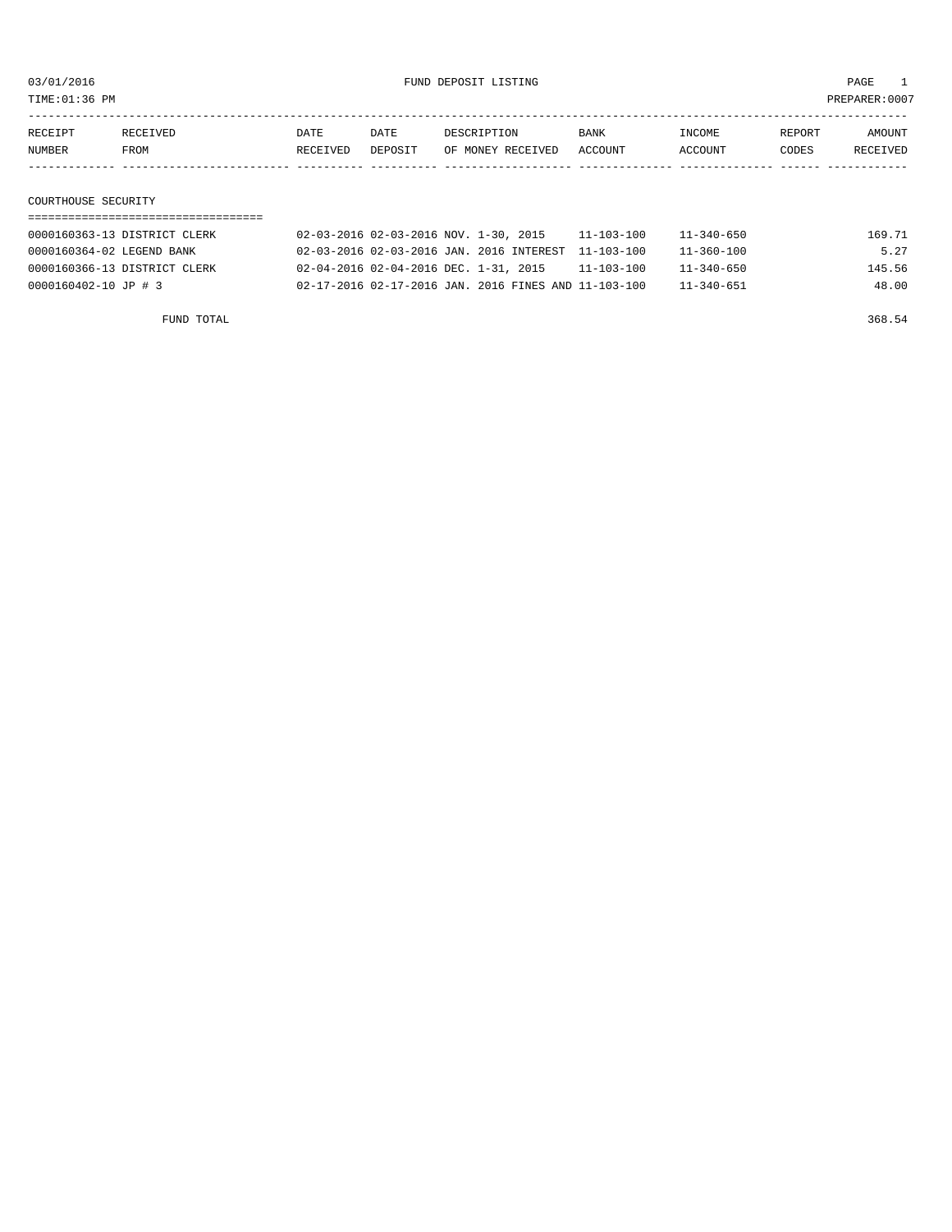03/01/2016 FUND DEPOSIT LISTING

TIME:01:36 PM PREPARER:0007

| RECEIPT NUMBER | RECEIVED FROM | DATE RECEIVED | DATE DEPOSIT | DESCRIPTION OF MONEY RECEIVED | BANK ACCOUNT | INCOME ACCOUNT | REPORT CODES | AMOUNT RECEIVED |
|---|---|---|---|---|---|---|---|---|

## COURTHOUSE SECURITY

| RECEIPT NUMBER | RECEIVED FROM | DATE RECEIVED | DATE DEPOSIT | DESCRIPTION OF MONEY RECEIVED | BANK ACCOUNT | INCOME ACCOUNT | REPORT CODES | AMOUNT RECEIVED |
|---|---|---|---|---|---|---|---|---|
| 0000160363-13 | DISTRICT CLERK | 02-03-2016 | 02-03-2016 | NOV. 1-30, 2015 | 11-103-100 | 11-340-650 | | 169.71 |
| 0000160364-02 | LEGEND BANK | 02-03-2016 | 02-03-2016 | JAN. 2016 INTEREST | 11-103-100 | 11-360-100 | | 5.27 |
| 0000160366-13 | DISTRICT CLERK | 02-04-2016 | 02-04-2016 | DEC. 1-31, 2015 | 11-103-100 | 11-340-650 | | 145.56 |
| 0000160402-10 | JP # 3 | 02-17-2016 | 02-17-2016 | JAN. 2016 FINES AND | 11-103-100 | 11-340-651 | | 48.00 |
| | FUND TOTAL | | | | | | | 368.54 |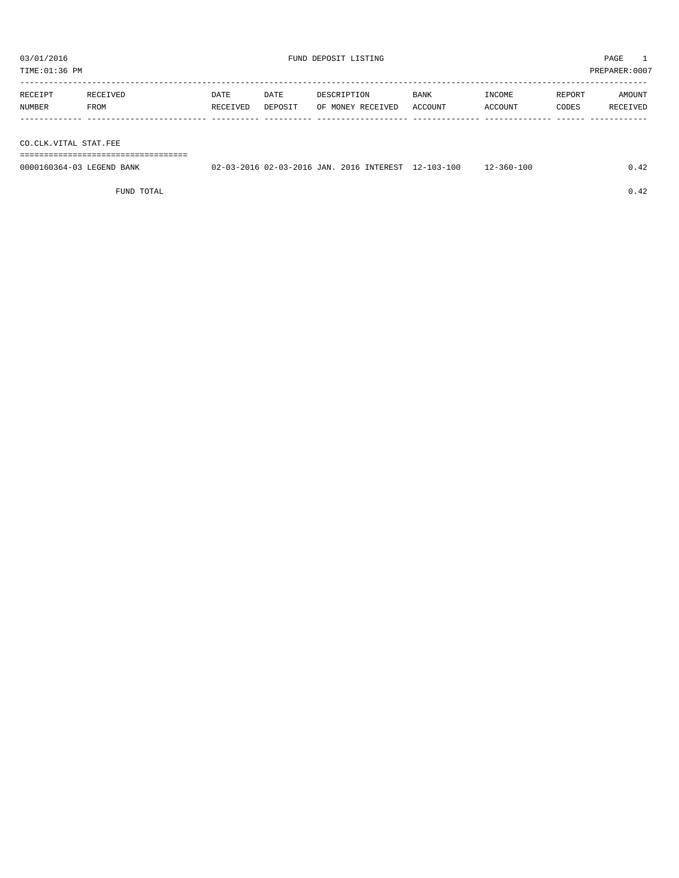03/01/2016 FUND DEPOSIT LISTING

TIME:01:36 PM PREPARER:0007

| RECEIPT NUMBER | RECEIVED FROM | DATE RECEIVED | DATE DEPOSIT | DESCRIPTION OF MONEY RECEIVED | BANK ACCOUNT | INCOME ACCOUNT | REPORT CODES | AMOUNT RECEIVED |
|---|---|---|---|---|---|---|---|---|
| **CO.CLK.VITAL STAT.FEE** | | | | | | | | |
| 0000160364-03 | LEGEND BANK | 02-03-2016 | 02-03-2016 | JAN. 2016 INTEREST | 12-103-100 | 12-360-100 | | 0.42 |
| | FUND TOTAL | | | | | | | 0.42 |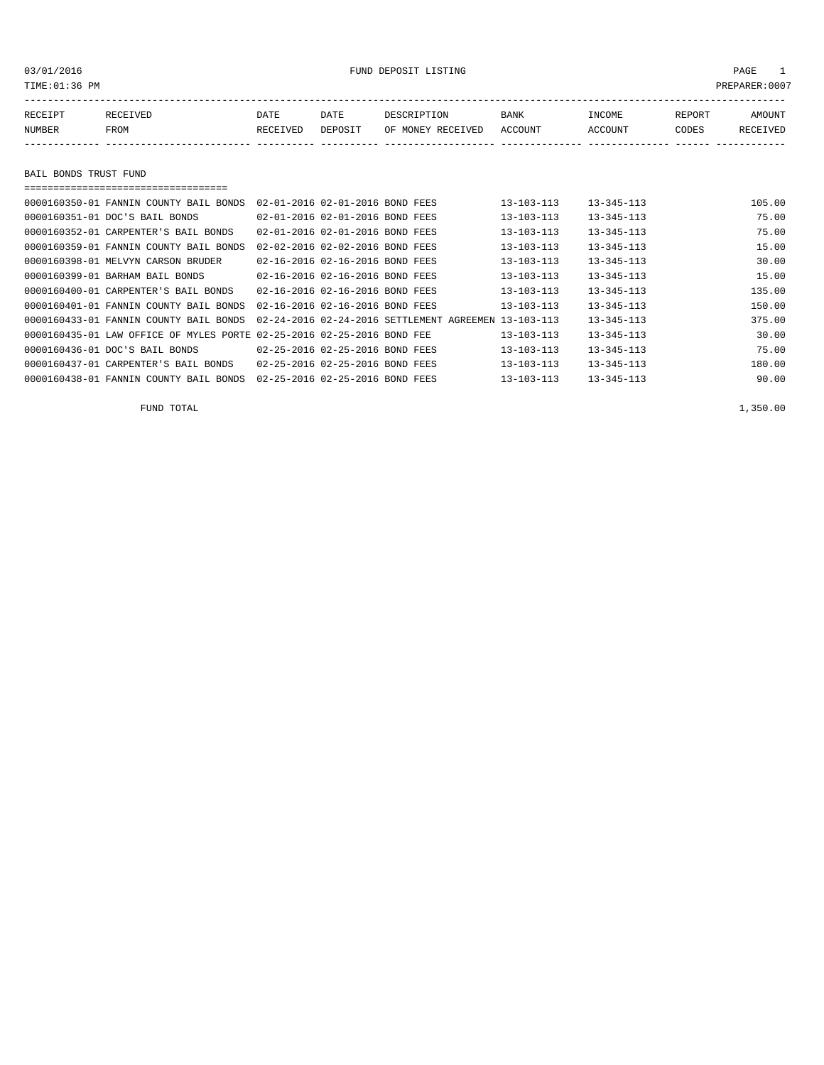03/01/2016 FUND DEPOSIT LISTING

TIME:01:36 PM PREPARER:0007

| RECEIPT NUMBER | RECEIVED FROM | DATE RECEIVED | DATE DEPOSIT | DESCRIPTION OF MONEY RECEIVED | BANK ACCOUNT | INCOME ACCOUNT | REPORT CODES | AMOUNT RECEIVED |
|---|---|---|---|---|---|---|---|---|

## BAIL BONDS TRUST FUND

| RECEIPT NUMBER | RECEIVED FROM | DATE RECEIVED | DATE DEPOSIT | DESCRIPTION OF MONEY RECEIVED | BANK ACCOUNT | INCOME ACCOUNT | REPORT CODES | AMOUNT RECEIVED |
|---|---|---|---|---|---|---|---|---|
| 0000160350-01 | FANNIN COUNTY BAIL BONDS | 02-01-2016 | 02-01-2016 | BOND FEES | 13-103-113 | 13-345-113 | | 105.00 |
| 0000160351-01 | DOC'S BAIL BONDS | 02-01-2016 | 02-01-2016 | BOND FEES | 13-103-113 | 13-345-113 | | 75.00 |
| 0000160352-01 | CARPENTER'S BAIL BONDS | 02-01-2016 | 02-01-2016 | BOND FEES | 13-103-113 | 13-345-113 | | 75.00 |
| 0000160359-01 | FANNIN COUNTY BAIL BONDS | 02-02-2016 | 02-02-2016 | BOND FEES | 13-103-113 | 13-345-113 | | 15.00 |
| 0000160398-01 | MELVYN CARSON BRUDER | 02-16-2016 | 02-16-2016 | BOND FEES | 13-103-113 | 13-345-113 | | 30.00 |
| 0000160399-01 | BARHAM BAIL BONDS | 02-16-2016 | 02-16-2016 | BOND FEES | 13-103-113 | 13-345-113 | | 15.00 |
| 0000160400-01 | CARPENTER'S BAIL BONDS | 02-16-2016 | 02-16-2016 | BOND FEES | 13-103-113 | 13-345-113 | | 135.00 |
| 0000160401-01 | FANNIN COUNTY BAIL BONDS | 02-16-2016 | 02-16-2016 | BOND FEES | 13-103-113 | 13-345-113 | | 150.00 |
| 0000160433-01 | FANNIN COUNTY BAIL BONDS | 02-24-2016 | 02-24-2016 | SETTLEMENT AGREEMEN | 13-103-113 | 13-345-113 | | 375.00 |
| 0000160435-01 | LAW OFFICE OF MYLES PORTE | 02-25-2016 | 02-25-2016 | BOND FEE | 13-103-113 | 13-345-113 | | 30.00 |
| 0000160436-01 | DOC'S BAIL BONDS | 02-25-2016 | 02-25-2016 | BOND FEES | 13-103-113 | 13-345-113 | | 75.00 |
| 0000160437-01 | CARPENTER'S BAIL BONDS | 02-25-2016 | 02-25-2016 | BOND FEES | 13-103-113 | 13-345-113 | | 180.00 |
| 0000160438-01 | FANNIN COUNTY BAIL BONDS | 02-25-2016 | 02-25-2016 | BOND FEES | 13-103-113 | 13-345-113 | | 90.00 |
| | FUND TOTAL | | | | | | | 1,350.00 |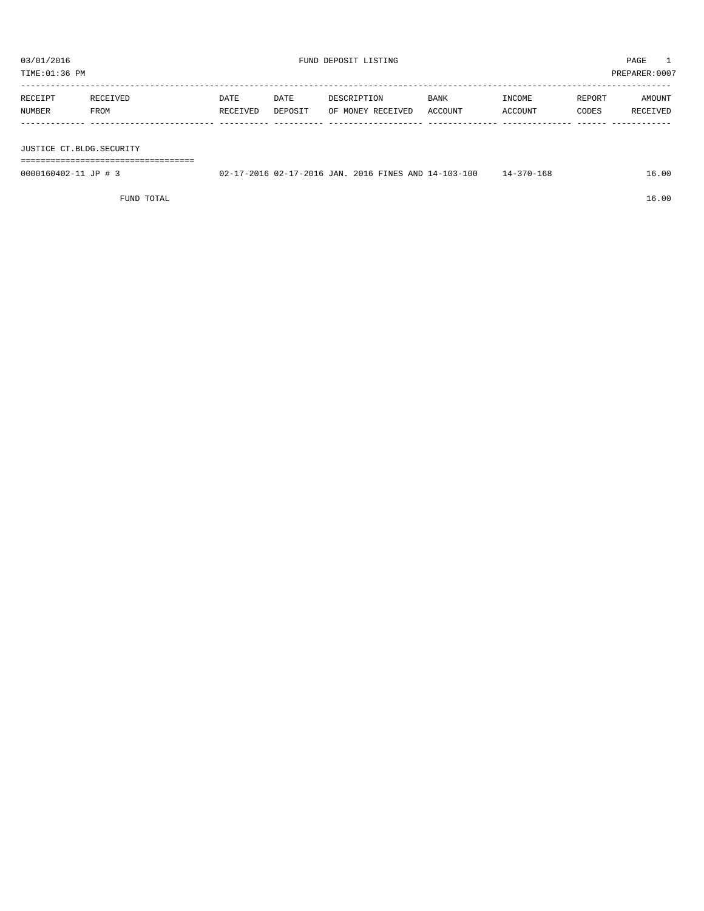03/01/2016 FUND DEPOSIT LISTING

TIME:01:36 PM PREPARER:0007

| RECEIPT NUMBER | RECEIVED FROM | DATE RECEIVED | DATE DEPOSIT | DESCRIPTION OF MONEY RECEIVED | BANK ACCOUNT | INCOME ACCOUNT | REPORT CODES | AMOUNT RECEIVED |
|---|---|---|---|---|---|---|---|---|

## JUSTICE CT.BLDG.SECURITY

| RECEIPT NUMBER | RECEIVED FROM | DATE RECEIVED | DATE DEPOSIT | DESCRIPTION OF MONEY RECEIVED | BANK ACCOUNT | INCOME ACCOUNT | REPORT CODES | AMOUNT RECEIVED |
|---|---|---|---|---|---|---|---|---|
| 0000160402-11 | JP # 3 | 02-17-2016 | 02-17-2016 | JAN. 2016 FINES AND | 14-103-100 | 14-370-168 | | 16.00 |
| | FUND TOTAL | | | | | | | 16.00 |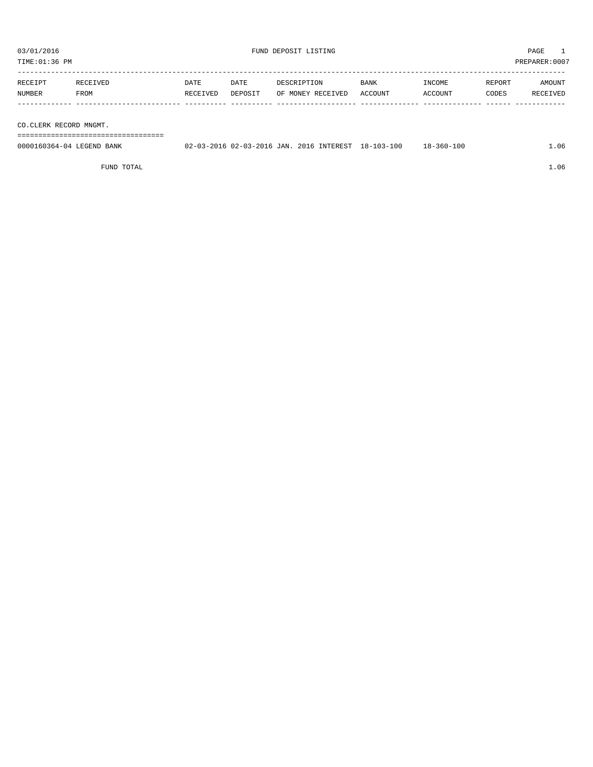# FUND DEPOSIT LISTING

03/01/2016
TIME:01:36 PM
PREPARER:0007

| RECEIPT NUMBER | RECEIVED FROM | DATE RECEIVED | DATE DEPOSIT | DESCRIPTION OF MONEY RECEIVED | BANK ACCOUNT | INCOME ACCOUNT | REPORT CODES | AMOUNT RECEIVED |
|---|---|---|---|---|---|---|---|---|
| **CO.CLERK RECORD MNGMT.** | | | | | | | | |
| 0000160364-04 | LEGEND BANK | 02-03-2016 | 02-03-2016 | JAN. 2016 INTEREST | 18-103-100 | 18-360-100 | | 1.06 |
| | FUND TOTAL | | | | | | | 1.06 |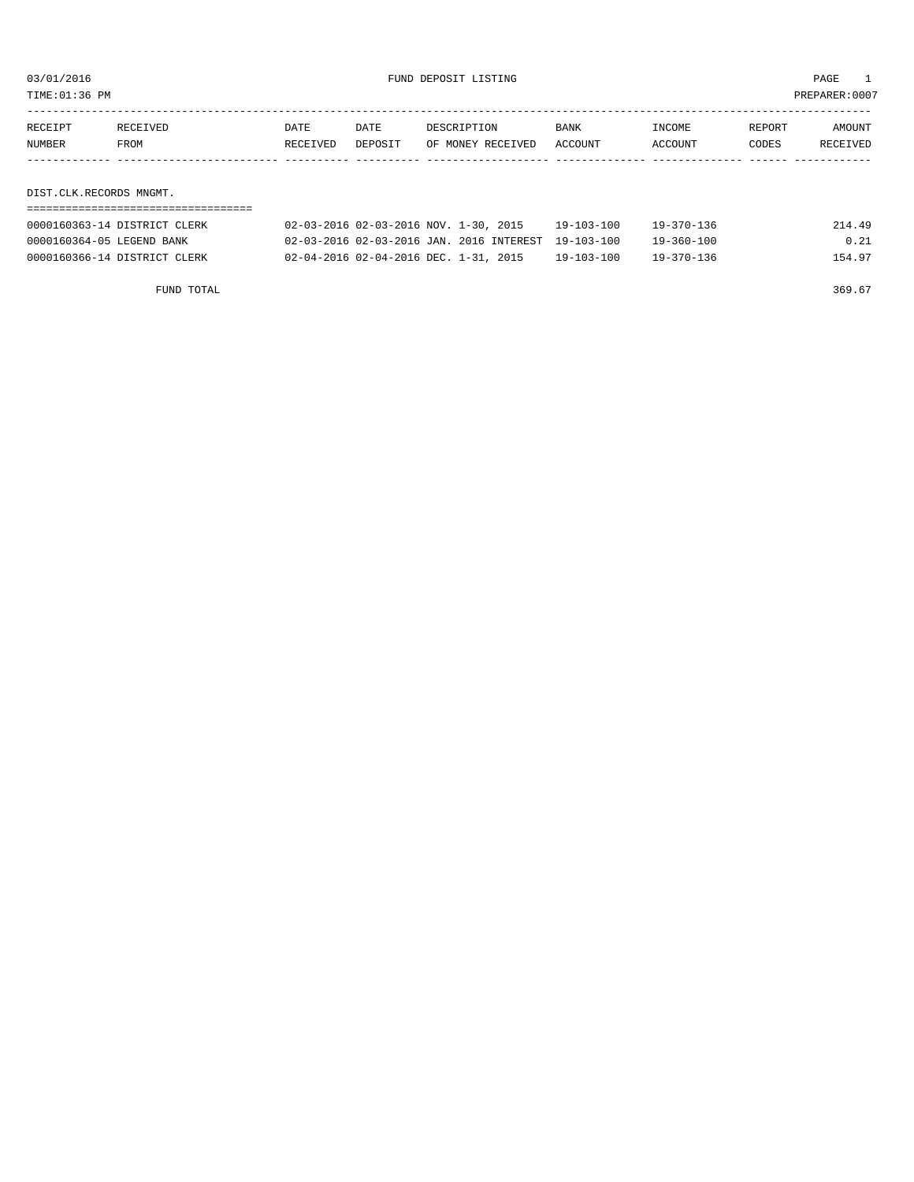03/01/2016 FUND DEPOSIT LISTING

TIME:01:36 PM PREPARER:0007

| RECEIPT NUMBER | RECEIVED FROM | DATE RECEIVED | DATE DEPOSIT | DESCRIPTION OF MONEY RECEIVED | BANK ACCOUNT | INCOME ACCOUNT | REPORT CODES | AMOUNT RECEIVED |
|---|---|---|---|---|---|---|---|---|
| **DIST.CLK.RECORDS MNGMT.** | | | | | | | | |
| 0000160363-14 | DISTRICT CLERK | 02-03-2016 | 02-03-2016 | NOV. 1-30, 2015 | 19-103-100 | 19-370-136 | | 214.49 |
| 0000160364-05 | LEGEND BANK | 02-03-2016 | 02-03-2016 | JAN. 2016 INTEREST | 19-103-100 | 19-360-100 | | 0.21 |
| 0000160366-14 | DISTRICT CLERK | 02-04-2016 | 02-04-2016 | DEC. 1-31, 2015 | 19-103-100 | 19-370-136 | | 154.97 |
| | FUND TOTAL | | | | | | | 369.67 |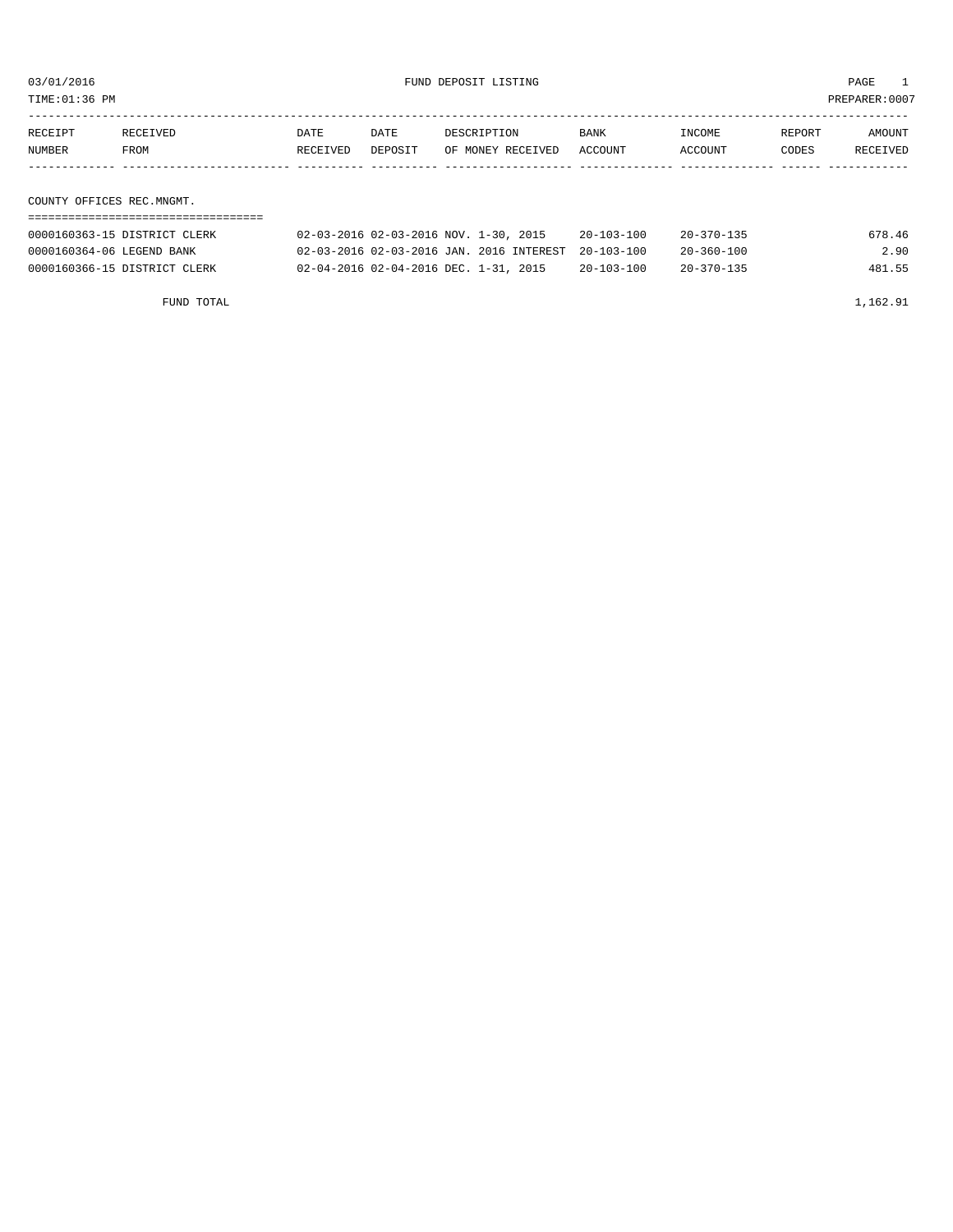# FUND DEPOSIT LISTING

03/01/2016
TIME:01:36 PM
PREPARER:0007

## COUNTY OFFICES REC.MNGMT.

| RECEIPT NUMBER | RECEIVED FROM | DATE RECEIVED | DATE DEPOSIT | DESCRIPTION OF MONEY RECEIVED | BANK ACCOUNT | INCOME ACCOUNT | REPORT CODES | AMOUNT RECEIVED |
|---|---|---|---|---|---|---|---|---|
| 0000160363-15 | DISTRICT CLERK | 02-03-2016 | 02-03-2016 | NOV. 1-30, 2015 | 20-103-100 | 20-370-135 | | 678.46 |
| 0000160364-06 | LEGEND BANK | 02-03-2016 | 02-03-2016 | JAN. 2016 INTEREST | 20-103-100 | 20-360-100 | | 2.90 |
| 0000160366-15 | DISTRICT CLERK | 02-04-2016 | 02-04-2016 | DEC. 1-31, 2015 | 20-103-100 | 20-370-135 | | 481.55 |
| | FUND TOTAL | | | | | | | 1,162.91 |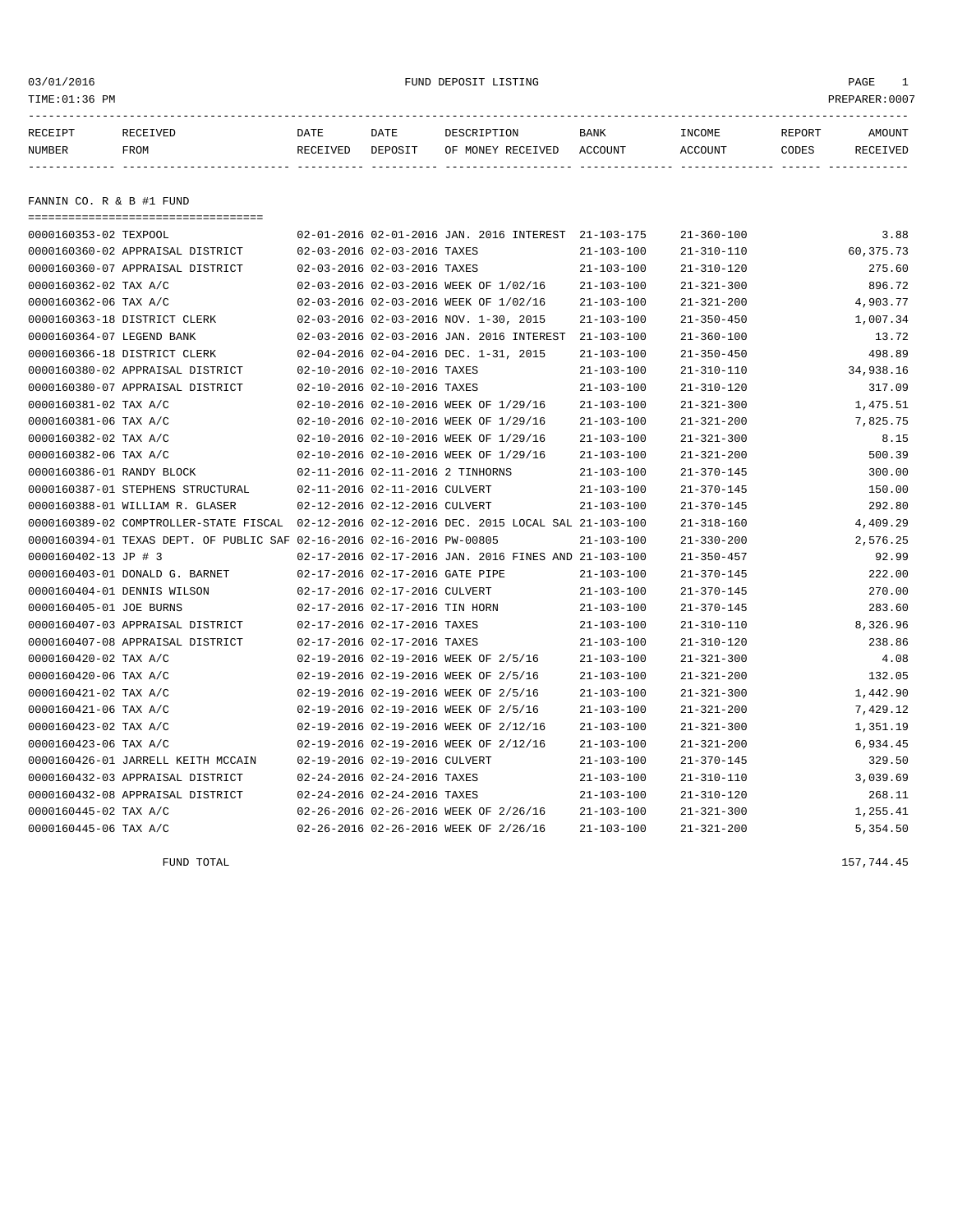03/01/2016 FUND DEPOSIT LISTING

TIME:01:36 PM PREPARER:0007

| RECEIPT NUMBER | RECEIVED FROM | DATE RECEIVED | DATE DEPOSIT | DESCRIPTION OF MONEY RECEIVED | BANK ACCOUNT | INCOME ACCOUNT | REPORT CODES | AMOUNT RECEIVED |
|---|---|---|---|---|---|---|---|---|

## FANNIN CO. R & B #1 FUND

| RECEIPT NUMBER | RECEIVED FROM | DATE RECEIVED | DATE DEPOSIT | DESCRIPTION OF MONEY RECEIVED | BANK ACCOUNT | INCOME ACCOUNT | REPORT CODES | AMOUNT RECEIVED |
|---|---|---|---|---|---|---|---|---|
| 0000160353-02 | TEXPOOL | 02-01-2016 | 02-01-2016 | JAN. 2016 INTEREST | 21-103-175 | 21-360-100 | | 3.88 |
| 0000160360-02 | APPRAISAL DISTRICT | 02-03-2016 | 02-03-2016 | TAXES | 21-103-100 | 21-310-110 | | 60,375.73 |
| 0000160360-07 | APPRAISAL DISTRICT | 02-03-2016 | 02-03-2016 | TAXES | 21-103-100 | 21-310-120 | | 275.60 |
| 0000160362-02 | TAX A/C | 02-03-2016 | 02-03-2016 | WEEK OF 1/02/16 | 21-103-100 | 21-321-300 | | 896.72 |
| 0000160362-06 | TAX A/C | 02-03-2016 | 02-03-2016 | WEEK OF 1/02/16 | 21-103-100 | 21-321-200 | | 4,903.77 |
| 0000160363-18 | DISTRICT CLERK | 02-03-2016 | 02-03-2016 | NOV. 1-30, 2015 | 21-103-100 | 21-350-450 | | 1,007.34 |
| 0000160364-07 | LEGEND BANK | 02-03-2016 | 02-03-2016 | JAN. 2016 INTEREST | 21-103-100 | 21-360-100 | | 13.72 |
| 0000160366-18 | DISTRICT CLERK | 02-04-2016 | 02-04-2016 | DEC. 1-31, 2015 | 21-103-100 | 21-350-450 | | 498.89 |
| 0000160380-02 | APPRAISAL DISTRICT | 02-10-2016 | 02-10-2016 | TAXES | 21-103-100 | 21-310-110 | | 34,938.16 |
| 0000160380-07 | APPRAISAL DISTRICT | 02-10-2016 | 02-10-2016 | TAXES | 21-103-100 | 21-310-120 | | 317.09 |
| 0000160381-02 | TAX A/C | 02-10-2016 | 02-10-2016 | WEEK OF 1/29/16 | 21-103-100 | 21-321-300 | | 1,475.51 |
| 0000160381-06 | TAX A/C | 02-10-2016 | 02-10-2016 | WEEK OF 1/29/16 | 21-103-100 | 21-321-200 | | 7,825.75 |
| 0000160382-02 | TAX A/C | 02-10-2016 | 02-10-2016 | WEEK OF 1/29/16 | 21-103-100 | 21-321-300 | | 8.15 |
| 0000160382-06 | TAX A/C | 02-10-2016 | 02-10-2016 | WEEK OF 1/29/16 | 21-103-100 | 21-321-200 | | 500.39 |
| 0000160386-01 | RANDY BLOCK | 02-11-2016 | 02-11-2016 | 2 TINHORNS | 21-103-100 | 21-370-145 | | 300.00 |
| 0000160387-01 | STEPHENS STRUCTURAL | 02-11-2016 | 02-11-2016 | CULVERT | 21-103-100 | 21-370-145 | | 150.00 |
| 0000160388-01 | WILLIAM R. GLASER | 02-12-2016 | 02-12-2016 | CULVERT | 21-103-100 | 21-370-145 | | 292.80 |
| 0000160389-02 | COMPTROLLER-STATE FISCAL | 02-12-2016 | 02-12-2016 | DEC. 2015 LOCAL SAL | 21-103-100 | 21-318-160 | | 4,409.29 |
| 0000160394-01 | TEXAS DEPT. OF PUBLIC SAF | 02-16-2016 | 02-16-2016 | PW-00805 | 21-103-100 | 21-330-200 | | 2,576.25 |
| 0000160402-13 | JP # 3 | 02-17-2016 | 02-17-2016 | JAN. 2016 FINES AND | 21-103-100 | 21-350-457 | | 92.99 |
| 0000160403-01 | DONALD G. BARNET | 02-17-2016 | 02-17-2016 | GATE PIPE | 21-103-100 | 21-370-145 | | 222.00 |
| 0000160404-01 | DENNIS WILSON | 02-17-2016 | 02-17-2016 | CULVERT | 21-103-100 | 21-370-145 | | 270.00 |
| 0000160405-01 | JOE BURNS | 02-17-2016 | 02-17-2016 | TIN HORN | 21-103-100 | 21-370-145 | | 283.60 |
| 0000160407-03 | APPRAISAL DISTRICT | 02-17-2016 | 02-17-2016 | TAXES | 21-103-100 | 21-310-110 | | 8,326.96 |
| 0000160407-08 | APPRAISAL DISTRICT | 02-17-2016 | 02-17-2016 | TAXES | 21-103-100 | 21-310-120 | | 238.86 |
| 0000160420-02 | TAX A/C | 02-19-2016 | 02-19-2016 | WEEK OF 2/5/16 | 21-103-100 | 21-321-300 | | 4.08 |
| 0000160420-06 | TAX A/C | 02-19-2016 | 02-19-2016 | WEEK OF 2/5/16 | 21-103-100 | 21-321-200 | | 132.05 |
| 0000160421-02 | TAX A/C | 02-19-2016 | 02-19-2016 | WEEK OF 2/5/16 | 21-103-100 | 21-321-300 | | 1,442.90 |
| 0000160421-06 | TAX A/C | 02-19-2016 | 02-19-2016 | WEEK OF 2/5/16 | 21-103-100 | 21-321-200 | | 7,429.12 |
| 0000160423-02 | TAX A/C | 02-19-2016 | 02-19-2016 | WEEK OF 2/12/16 | 21-103-100 | 21-321-300 | | 1,351.19 |
| 0000160423-06 | TAX A/C | 02-19-2016 | 02-19-2016 | WEEK OF 2/12/16 | 21-103-100 | 21-321-200 | | 6,934.45 |
| 0000160426-01 | JARRELL KEITH MCCAIN | 02-19-2016 | 02-19-2016 | CULVERT | 21-103-100 | 21-370-145 | | 329.50 |
| 0000160432-03 | APPRAISAL DISTRICT | 02-24-2016 | 02-24-2016 | TAXES | 21-103-100 | 21-310-110 | | 3,039.69 |
| 0000160432-08 | APPRAISAL DISTRICT | 02-24-2016 | 02-24-2016 | TAXES | 21-103-100 | 21-310-120 | | 268.11 |
| 0000160445-02 | TAX A/C | 02-26-2016 | 02-26-2016 | WEEK OF 2/26/16 | 21-103-100 | 21-321-300 | | 1,255.41 |
| 0000160445-06 | TAX A/C | 02-26-2016 | 02-26-2016 | WEEK OF 2/26/16 | 21-103-100 | 21-321-200 | | 5,354.50 |

FUND TOTAL 157,744.45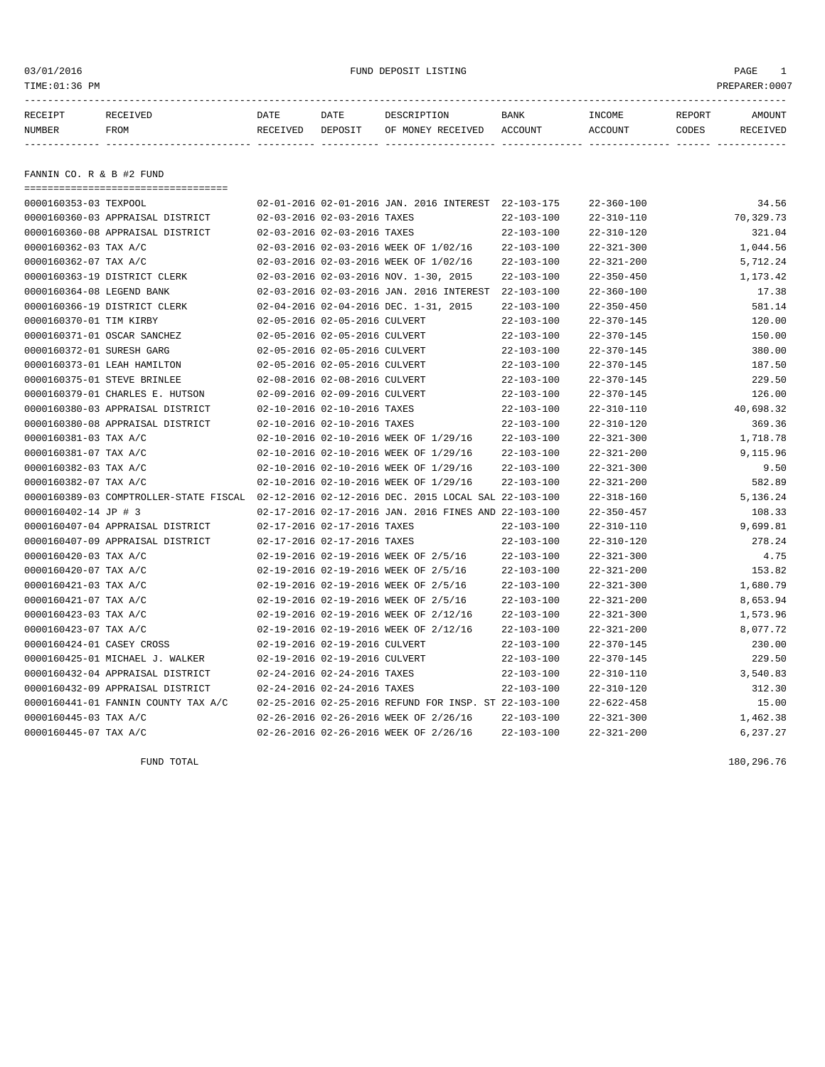03/01/2016 FUND DEPOSIT LISTING

TIME:01:36 PM PREPARER:0007

| RECEIPT NUMBER | RECEIVED FROM | DATE RECEIVED | DATE DEPOSIT | DESCRIPTION OF MONEY RECEIVED | BANK ACCOUNT | INCOME ACCOUNT | REPORT CODES | AMOUNT RECEIVED |
|---|---|---|---|---|---|---|---|---|

FANNIN CO. R & B #2 FUND

| RECEIPT NUMBER | RECEIVED FROM | DATE RECEIVED | DATE DEPOSIT | DESCRIPTION OF MONEY RECEIVED | BANK ACCOUNT | INCOME ACCOUNT | REPORT CODES | AMOUNT RECEIVED |
|---|---|---|---|---|---|---|---|---|
| 0000160353-03 | TEXPOOL | 02-01-2016 | 02-01-2016 | JAN. 2016 INTEREST | 22-103-175 | 22-360-100 | | 34.56 |
| 0000160360-03 | APPRAISAL DISTRICT | 02-03-2016 | 02-03-2016 | TAXES | 22-103-100 | 22-310-110 | | 70,329.73 |
| 0000160360-08 | APPRAISAL DISTRICT | 02-03-2016 | 02-03-2016 | TAXES | 22-103-100 | 22-310-120 | | 321.04 |
| 0000160362-03 | TAX A/C | 02-03-2016 | 02-03-2016 | WEEK OF 1/02/16 | 22-103-100 | 22-321-300 | | 1,044.56 |
| 0000160362-07 | TAX A/C | 02-03-2016 | 02-03-2016 | WEEK OF 1/02/16 | 22-103-100 | 22-321-200 | | 5,712.24 |
| 0000160363-19 | DISTRICT CLERK | 02-03-2016 | 02-03-2016 | NOV. 1-30, 2015 | 22-103-100 | 22-350-450 | | 1,173.42 |
| 0000160364-08 | LEGEND BANK | 02-03-2016 | 02-03-2016 | JAN. 2016 INTEREST | 22-103-100 | 22-360-100 | | 17.38 |
| 0000160366-19 | DISTRICT CLERK | 02-04-2016 | 02-04-2016 | DEC. 1-31, 2015 | 22-103-100 | 22-350-450 | | 581.14 |
| 0000160370-01 | TIM KIRBY | 02-05-2016 | 02-05-2016 | CULVERT | 22-103-100 | 22-370-145 | | 120.00 |
| 0000160371-01 | OSCAR SANCHEZ | 02-05-2016 | 02-05-2016 | CULVERT | 22-103-100 | 22-370-145 | | 150.00 |
| 0000160372-01 | SURESH GARG | 02-05-2016 | 02-05-2016 | CULVERT | 22-103-100 | 22-370-145 | | 380.00 |
| 0000160373-01 | LEAH HAMILTON | 02-05-2016 | 02-05-2016 | CULVERT | 22-103-100 | 22-370-145 | | 187.50 |
| 0000160375-01 | STEVE BRINLEE | 02-08-2016 | 02-08-2016 | CULVERT | 22-103-100 | 22-370-145 | | 229.50 |
| 0000160379-01 | CHARLES E. HUTSON | 02-09-2016 | 02-09-2016 | CULVERT | 22-103-100 | 22-370-145 | | 126.00 |
| 0000160380-03 | APPRAISAL DISTRICT | 02-10-2016 | 02-10-2016 | TAXES | 22-103-100 | 22-310-110 | | 40,698.32 |
| 0000160380-08 | APPRAISAL DISTRICT | 02-10-2016 | 02-10-2016 | TAXES | 22-103-100 | 22-310-120 | | 369.36 |
| 0000160381-03 | TAX A/C | 02-10-2016 | 02-10-2016 | WEEK OF 1/29/16 | 22-103-100 | 22-321-300 | | 1,718.78 |
| 0000160381-07 | TAX A/C | 02-10-2016 | 02-10-2016 | WEEK OF 1/29/16 | 22-103-100 | 22-321-200 | | 9,115.96 |
| 0000160382-03 | TAX A/C | 02-10-2016 | 02-10-2016 | WEEK OF 1/29/16 | 22-103-100 | 22-321-300 | | 9.50 |
| 0000160382-07 | TAX A/C | 02-10-2016 | 02-10-2016 | WEEK OF 1/29/16 | 22-103-100 | 22-321-200 | | 582.89 |
| 0000160389-03 | COMPTROLLER-STATE FISCAL | 02-12-2016 | 02-12-2016 | DEC. 2015 LOCAL SAL | 22-103-100 | 22-318-160 | | 5,136.24 |
| 0000160402-14 | JP # 3 | 02-17-2016 | 02-17-2016 | JAN. 2016 FINES AND | 22-103-100 | 22-350-457 | | 108.33 |
| 0000160407-04 | APPRAISAL DISTRICT | 02-17-2016 | 02-17-2016 | TAXES | 22-103-100 | 22-310-110 | | 9,699.81 |
| 0000160407-09 | APPRAISAL DISTRICT | 02-17-2016 | 02-17-2016 | TAXES | 22-103-100 | 22-310-120 | | 278.24 |
| 0000160420-03 | TAX A/C | 02-19-2016 | 02-19-2016 | WEEK OF 2/5/16 | 22-103-100 | 22-321-300 | | 4.75 |
| 0000160420-07 | TAX A/C | 02-19-2016 | 02-19-2016 | WEEK OF 2/5/16 | 22-103-100 | 22-321-200 | | 153.82 |
| 0000160421-03 | TAX A/C | 02-19-2016 | 02-19-2016 | WEEK OF 2/5/16 | 22-103-100 | 22-321-300 | | 1,680.79 |
| 0000160421-07 | TAX A/C | 02-19-2016 | 02-19-2016 | WEEK OF 2/5/16 | 22-103-100 | 22-321-200 | | 8,653.94 |
| 0000160423-03 | TAX A/C | 02-19-2016 | 02-19-2016 | WEEK OF 2/12/16 | 22-103-100 | 22-321-300 | | 1,573.96 |
| 0000160423-07 | TAX A/C | 02-19-2016 | 02-19-2016 | WEEK OF 2/12/16 | 22-103-100 | 22-321-200 | | 8,077.72 |
| 0000160424-01 | CASEY CROSS | 02-19-2016 | 02-19-2016 | CULVERT | 22-103-100 | 22-370-145 | | 230.00 |
| 0000160425-01 | MICHAEL J. WALKER | 02-19-2016 | 02-19-2016 | CULVERT | 22-103-100 | 22-370-145 | | 229.50 |
| 0000160432-04 | APPRAISAL DISTRICT | 02-24-2016 | 02-24-2016 | TAXES | 22-103-100 | 22-310-110 | | 3,540.83 |
| 0000160432-09 | APPRAISAL DISTRICT | 02-24-2016 | 02-24-2016 | TAXES | 22-103-100 | 22-310-120 | | 312.30 |
| 0000160441-01 | FANNIN COUNTY TAX A/C | 02-25-2016 | 02-25-2016 | REFUND FOR INSP. ST | 22-103-100 | 22-622-458 | | 15.00 |
| 0000160445-03 | TAX A/C | 02-26-2016 | 02-26-2016 | WEEK OF 2/26/16 | 22-103-100 | 22-321-300 | | 1,462.38 |
| 0000160445-07 | TAX A/C | 02-26-2016 | 02-26-2016 | WEEK OF 2/26/16 | 22-103-100 | 22-321-200 | | 6,237.27 |

FUND TOTAL 180,296.76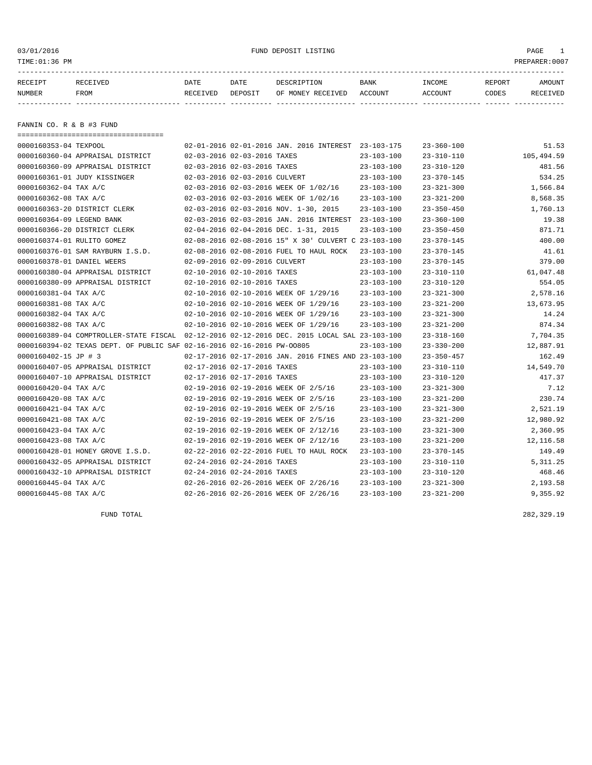03/01/2016 FUND DEPOSIT LISTING PAGE 1
TIME:01:36 PM PREPARER:0007

| RECEIPT NUMBER | RECEIVED FROM | DATE RECEIVED | DATE DEPOSIT | DESCRIPTION OF MONEY RECEIVED | BANK ACCOUNT | INCOME ACCOUNT | REPORT CODES | AMOUNT RECEIVED |
|---|---|---|---|---|---|---|---|---|

## FANNIN CO. R & B #3 FUND

| RECEIPT NUMBER | RECEIVED FROM | DATE RECEIVED | DATE DEPOSIT | DESCRIPTION OF MONEY RECEIVED | BANK ACCOUNT | INCOME ACCOUNT | REPORT CODES | AMOUNT RECEIVED |
|---|---|---|---|---|---|---|---|---|
| 0000160353-04 | TEXPOOL | 02-01-2016 | 02-01-2016 | JAN. 2016 INTEREST | 23-103-175 | 23-360-100 | | 51.53 |
| 0000160360-04 | APPRAISAL DISTRICT | 02-03-2016 | 02-03-2016 | TAXES | 23-103-100 | 23-310-110 | | 105,494.59 |
| 0000160360-09 | APPRAISAL DISTRICT | 02-03-2016 | 02-03-2016 | TAXES | 23-103-100 | 23-310-120 | | 481.56 |
| 0000160361-01 | JUDY KISSINGER | 02-03-2016 | 02-03-2016 | CULVERT | 23-103-100 | 23-370-145 | | 534.25 |
| 0000160362-04 | TAX A/C | 02-03-2016 | 02-03-2016 | WEEK OF 1/02/16 | 23-103-100 | 23-321-300 | | 1,566.84 |
| 0000160362-08 | TAX A/C | 02-03-2016 | 02-03-2016 | WEEK OF 1/02/16 | 23-103-100 | 23-321-200 | | 8,568.35 |
| 0000160363-20 | DISTRICT CLERK | 02-03-2016 | 02-03-2016 | NOV. 1-30, 2015 | 23-103-100 | 23-350-450 | | 1,760.13 |
| 0000160364-09 | LEGEND BANK | 02-03-2016 | 02-03-2016 | JAN. 2016 INTEREST | 23-103-100 | 23-360-100 | | 19.38 |
| 0000160366-20 | DISTRICT CLERK | 02-04-2016 | 02-04-2016 | DEC. 1-31, 2015 | 23-103-100 | 23-350-450 | | 871.71 |
| 0000160374-01 | RULITO GOMEZ | 02-08-2016 | 02-08-2016 | 15" X 30' CULVERT C | 23-103-100 | 23-370-145 | | 400.00 |
| 0000160376-01 | SAM RAYBURN I.S.D. | 02-08-2016 | 02-08-2016 | FUEL TO HAUL ROCK | 23-103-100 | 23-370-145 | | 41.61 |
| 0000160378-01 | DANIEL WEERS | 02-09-2016 | 02-09-2016 | CULVERT | 23-103-100 | 23-370-145 | | 379.00 |
| 0000160380-04 | APPRAISAL DISTRICT | 02-10-2016 | 02-10-2016 | TAXES | 23-103-100 | 23-310-110 | | 61,047.48 |
| 0000160380-09 | APPRAISAL DISTRICT | 02-10-2016 | 02-10-2016 | TAXES | 23-103-100 | 23-310-120 | | 554.05 |
| 0000160381-04 | TAX A/C | 02-10-2016 | 02-10-2016 | WEEK OF 1/29/16 | 23-103-100 | 23-321-300 | | 2,578.16 |
| 0000160381-08 | TAX A/C | 02-10-2016 | 02-10-2016 | WEEK OF 1/29/16 | 23-103-100 | 23-321-200 | | 13,673.95 |
| 0000160382-04 | TAX A/C | 02-10-2016 | 02-10-2016 | WEEK OF 1/29/16 | 23-103-100 | 23-321-300 | | 14.24 |
| 0000160382-08 | TAX A/C | 02-10-2016 | 02-10-2016 | WEEK OF 1/29/16 | 23-103-100 | 23-321-200 | | 874.34 |
| 0000160389-04 | COMPTROLLER-STATE FISCAL | 02-12-2016 | 02-12-2016 | DEC. 2015 LOCAL SAL | 23-103-100 | 23-318-160 | | 7,704.35 |
| 0000160394-02 | TEXAS DEPT. OF PUBLIC SAF | 02-16-2016 | 02-16-2016 | PW-00805 | 23-103-100 | 23-330-200 | | 12,887.91 |
| 0000160402-15 | JP # 3 | 02-17-2016 | 02-17-2016 | JAN. 2016 FINES AND | 23-103-100 | 23-350-457 | | 162.49 |
| 0000160407-05 | APPRAISAL DISTRICT | 02-17-2016 | 02-17-2016 | TAXES | 23-103-100 | 23-310-110 | | 14,549.70 |
| 0000160407-10 | APPRAISAL DISTRICT | 02-17-2016 | 02-17-2016 | TAXES | 23-103-100 | 23-310-120 | | 417.37 |
| 0000160420-04 | TAX A/C | 02-19-2016 | 02-19-2016 | WEEK OF 2/5/16 | 23-103-100 | 23-321-300 | | 7.12 |
| 0000160420-08 | TAX A/C | 02-19-2016 | 02-19-2016 | WEEK OF 2/5/16 | 23-103-100 | 23-321-200 | | 230.74 |
| 0000160421-04 | TAX A/C | 02-19-2016 | 02-19-2016 | WEEK OF 2/5/16 | 23-103-100 | 23-321-300 | | 2,521.19 |
| 0000160421-08 | TAX A/C | 02-19-2016 | 02-19-2016 | WEEK OF 2/5/16 | 23-103-100 | 23-321-200 | | 12,980.92 |
| 0000160423-04 | TAX A/C | 02-19-2016 | 02-19-2016 | WEEK OF 2/12/16 | 23-103-100 | 23-321-300 | | 2,360.95 |
| 0000160423-08 | TAX A/C | 02-19-2016 | 02-19-2016 | WEEK OF 2/12/16 | 23-103-100 | 23-321-200 | | 12,116.58 |
| 0000160428-01 | HONEY GROVE I.S.D. | 02-22-2016 | 02-22-2016 | FUEL TO HAUL ROCK | 23-103-100 | 23-370-145 | | 149.49 |
| 0000160432-05 | APPRAISAL DISTRICT | 02-24-2016 | 02-24-2016 | TAXES | 23-103-100 | 23-310-110 | | 5,311.25 |
| 0000160432-10 | APPRAISAL DISTRICT | 02-24-2016 | 02-24-2016 | TAXES | 23-103-100 | 23-310-120 | | 468.46 |
| 0000160445-04 | TAX A/C | 02-26-2016 | 02-26-2016 | WEEK OF 2/26/16 | 23-103-100 | 23-321-300 | | 2,193.58 |
| 0000160445-08 | TAX A/C | 02-26-2016 | 02-26-2016 | WEEK OF 2/26/16 | 23-103-100 | 23-321-200 | | 9,355.92 |
| | FUND TOTAL | | | | | | | 282,329.19 |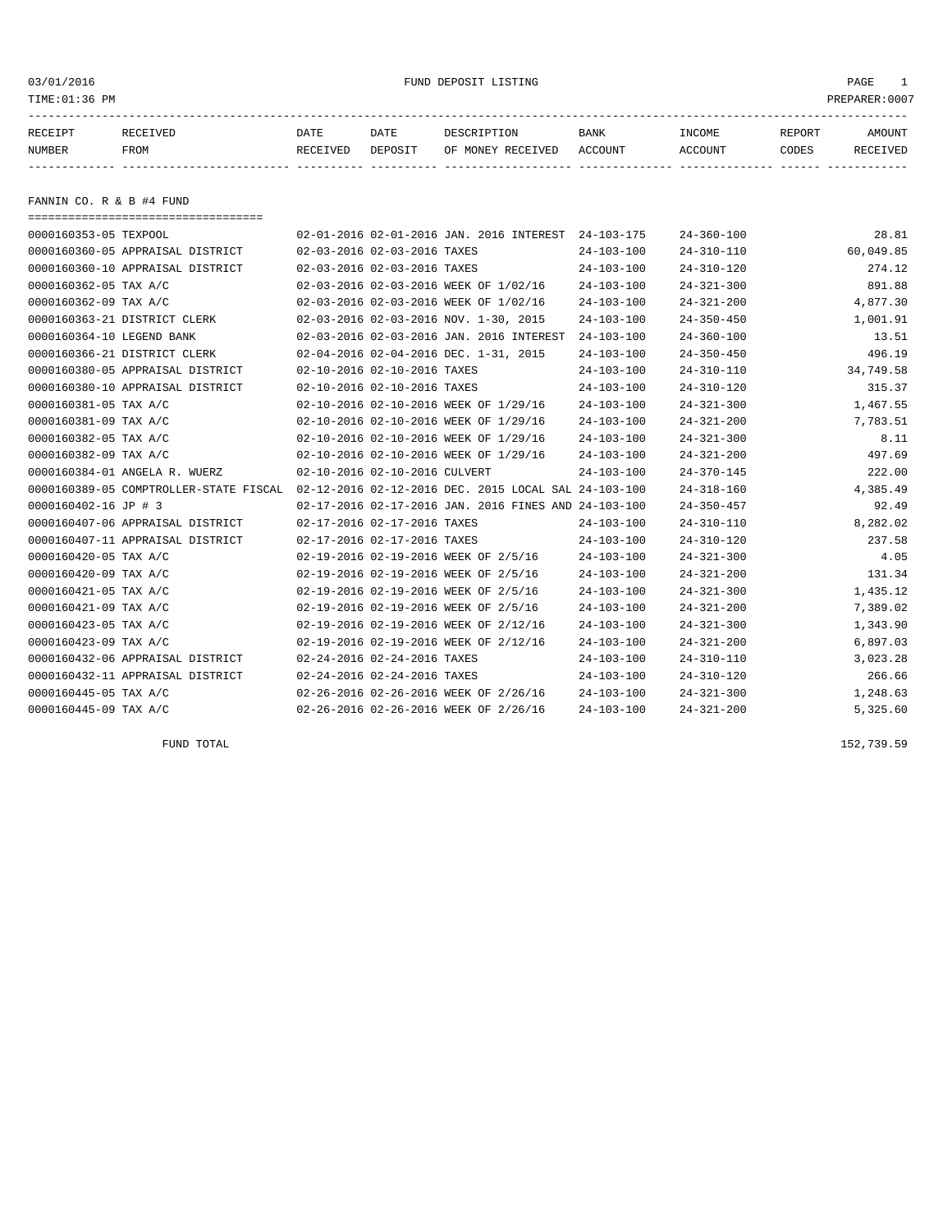03/01/2016 FUND DEPOSIT LISTING PAGE 1

TIME:01:36 PM PREPARER:0007

## FANNIN CO. R & B #4 FUND

| RECEIPT NUMBER | RECEIVED FROM | DATE RECEIVED | DATE DEPOSIT | DESCRIPTION OF MONEY RECEIVED | BANK ACCOUNT | INCOME ACCOUNT | REPORT CODES | AMOUNT RECEIVED |
|---|---|---|---|---|---|---|---|---|
| 0000160353-05 | TEXPOOL | 02-01-2016 | 02-01-2016 | JAN. 2016 INTEREST | 24-103-175 | 24-360-100 | | 28.81 |
| 0000160360-05 | APPRAISAL DISTRICT | 02-03-2016 | 02-03-2016 | TAXES | 24-103-100 | 24-310-110 | | 60,049.85 |
| 0000160360-10 | APPRAISAL DISTRICT | 02-03-2016 | 02-03-2016 | TAXES | 24-103-100 | 24-310-120 | | 274.12 |
| 0000160362-05 | TAX A/C | 02-03-2016 | 02-03-2016 | WEEK OF 1/02/16 | 24-103-100 | 24-321-300 | | 891.88 |
| 0000160362-09 | TAX A/C | 02-03-2016 | 02-03-2016 | WEEK OF 1/02/16 | 24-103-100 | 24-321-200 | | 4,877.30 |
| 0000160363-21 | DISTRICT CLERK | 02-03-2016 | 02-03-2016 | NOV. 1-30, 2015 | 24-103-100 | 24-350-450 | | 1,001.91 |
| 0000160364-10 | LEGEND BANK | 02-03-2016 | 02-03-2016 | JAN. 2016 INTEREST | 24-103-100 | 24-360-100 | | 13.51 |
| 0000160366-21 | DISTRICT CLERK | 02-04-2016 | 02-04-2016 | DEC. 1-31, 2015 | 24-103-100 | 24-350-450 | | 496.19 |
| 0000160380-05 | APPRAISAL DISTRICT | 02-10-2016 | 02-10-2016 | TAXES | 24-103-100 | 24-310-110 | | 34,749.58 |
| 0000160380-10 | APPRAISAL DISTRICT | 02-10-2016 | 02-10-2016 | TAXES | 24-103-100 | 24-310-120 | | 315.37 |
| 0000160381-05 | TAX A/C | 02-10-2016 | 02-10-2016 | WEEK OF 1/29/16 | 24-103-100 | 24-321-300 | | 1,467.55 |
| 0000160381-09 | TAX A/C | 02-10-2016 | 02-10-2016 | WEEK OF 1/29/16 | 24-103-100 | 24-321-200 | | 7,783.51 |
| 0000160382-05 | TAX A/C | 02-10-2016 | 02-10-2016 | WEEK OF 1/29/16 | 24-103-100 | 24-321-300 | | 8.11 |
| 0000160382-09 | TAX A/C | 02-10-2016 | 02-10-2016 | WEEK OF 1/29/16 | 24-103-100 | 24-321-200 | | 497.69 |
| 0000160384-01 | ANGELA R. WUERZ | 02-10-2016 | 02-10-2016 | CULVERT | 24-103-100 | 24-370-145 | | 222.00 |
| 0000160389-05 | COMPTROLLER-STATE FISCAL | 02-12-2016 | 02-12-2016 | DEC. 2015 LOCAL SAL | 24-103-100 | 24-318-160 | | 4,385.49 |
| 0000160402-16 | JP # 3 | 02-17-2016 | 02-17-2016 | JAN. 2016 FINES AND | 24-103-100 | 24-350-457 | | 92.49 |
| 0000160407-06 | APPRAISAL DISTRICT | 02-17-2016 | 02-17-2016 | TAXES | 24-103-100 | 24-310-110 | | 8,282.02 |
| 0000160407-11 | APPRAISAL DISTRICT | 02-17-2016 | 02-17-2016 | TAXES | 24-103-100 | 24-310-120 | | 237.58 |
| 0000160420-05 | TAX A/C | 02-19-2016 | 02-19-2016 | WEEK OF 2/5/16 | 24-103-100 | 24-321-300 | | 4.05 |
| 0000160420-09 | TAX A/C | 02-19-2016 | 02-19-2016 | WEEK OF 2/5/16 | 24-103-100 | 24-321-200 | | 131.34 |
| 0000160421-05 | TAX A/C | 02-19-2016 | 02-19-2016 | WEEK OF 2/5/16 | 24-103-100 | 24-321-300 | | 1,435.12 |
| 0000160421-09 | TAX A/C | 02-19-2016 | 02-19-2016 | WEEK OF 2/5/16 | 24-103-100 | 24-321-200 | | 7,389.02 |
| 0000160423-05 | TAX A/C | 02-19-2016 | 02-19-2016 | WEEK OF 2/12/16 | 24-103-100 | 24-321-300 | | 1,343.90 |
| 0000160423-09 | TAX A/C | 02-19-2016 | 02-19-2016 | WEEK OF 2/12/16 | 24-103-100 | 24-321-200 | | 6,897.03 |
| 0000160432-06 | APPRAISAL DISTRICT | 02-24-2016 | 02-24-2016 | TAXES | 24-103-100 | 24-310-110 | | 3,023.28 |
| 0000160432-11 | APPRAISAL DISTRICT | 02-24-2016 | 02-24-2016 | TAXES | 24-103-100 | 24-310-120 | | 266.66 |
| 0000160445-05 | TAX A/C | 02-26-2016 | 02-26-2016 | WEEK OF 2/26/16 | 24-103-100 | 24-321-300 | | 1,248.63 |
| 0000160445-09 | TAX A/C | 02-26-2016 | 02-26-2016 | WEEK OF 2/26/16 | 24-103-100 | 24-321-200 | | 5,325.60 |

FUND TOTAL 152,739.59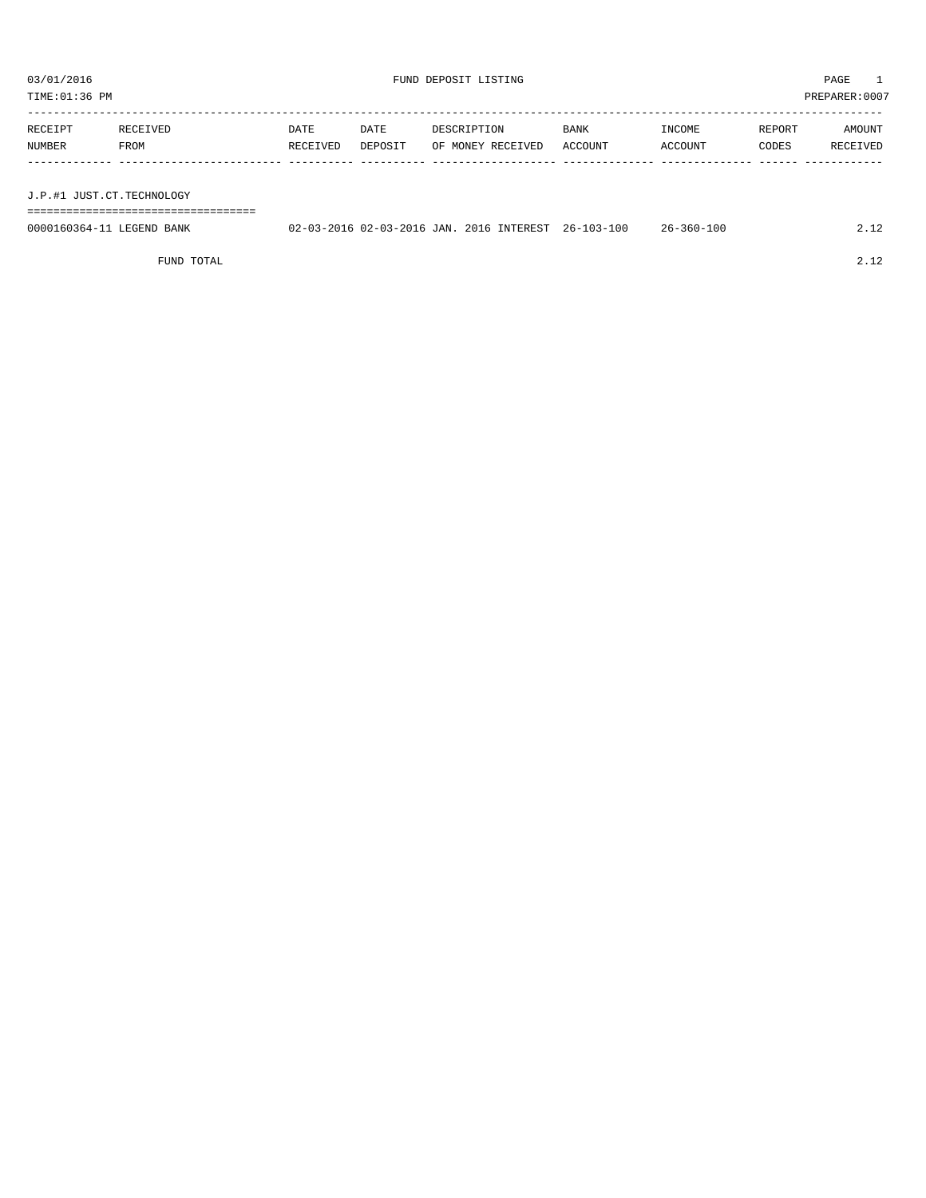03/01/2016 FUND DEPOSIT LISTING

TIME:01:36 PM PREPARER:0007

| RECEIPT NUMBER | RECEIVED FROM | DATE RECEIVED | DATE DEPOSIT | DESCRIPTION OF MONEY RECEIVED | BANK ACCOUNT | INCOME ACCOUNT | REPORT CODES | AMOUNT RECEIVED |
|---|---|---|---|---|---|---|---|---|
| J.P.#1 JUST.CT.TECHNOLOGY | | | | | | | | |
| 0000160364-11 | LEGEND BANK | 02-03-2016 | 02-03-2016 | JAN. 2016 INTEREST | 26-103-100 | 26-360-100 | | 2.12 |
| | FUND TOTAL | | | | | | | 2.12 |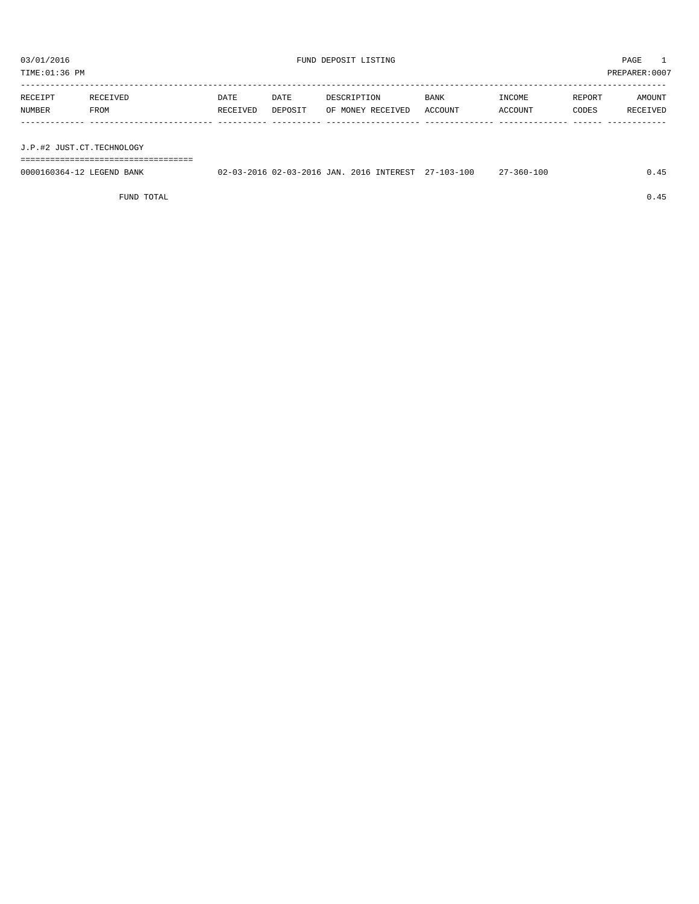03/01/2016 FUND DEPOSIT LISTING

TIME:01:36 PM PREPARER:0007

| RECEIPT NUMBER | RECEIVED FROM | DATE RECEIVED | DATE DEPOSIT | DESCRIPTION OF MONEY RECEIVED | BANK ACCOUNT | INCOME ACCOUNT | REPORT CODES | AMOUNT RECEIVED |
|---|---|---|---|---|---|---|---|---|
| **J.P.#2 JUST.CT.TECHNOLOGY** | | | | | | | | |
| 0000160364-12 | LEGEND BANK | 02-03-2016 | 02-03-2016 | JAN. 2016 INTEREST | 27-103-100 | 27-360-100 | | 0.45 |
| | FUND TOTAL | | | | | | | 0.45 |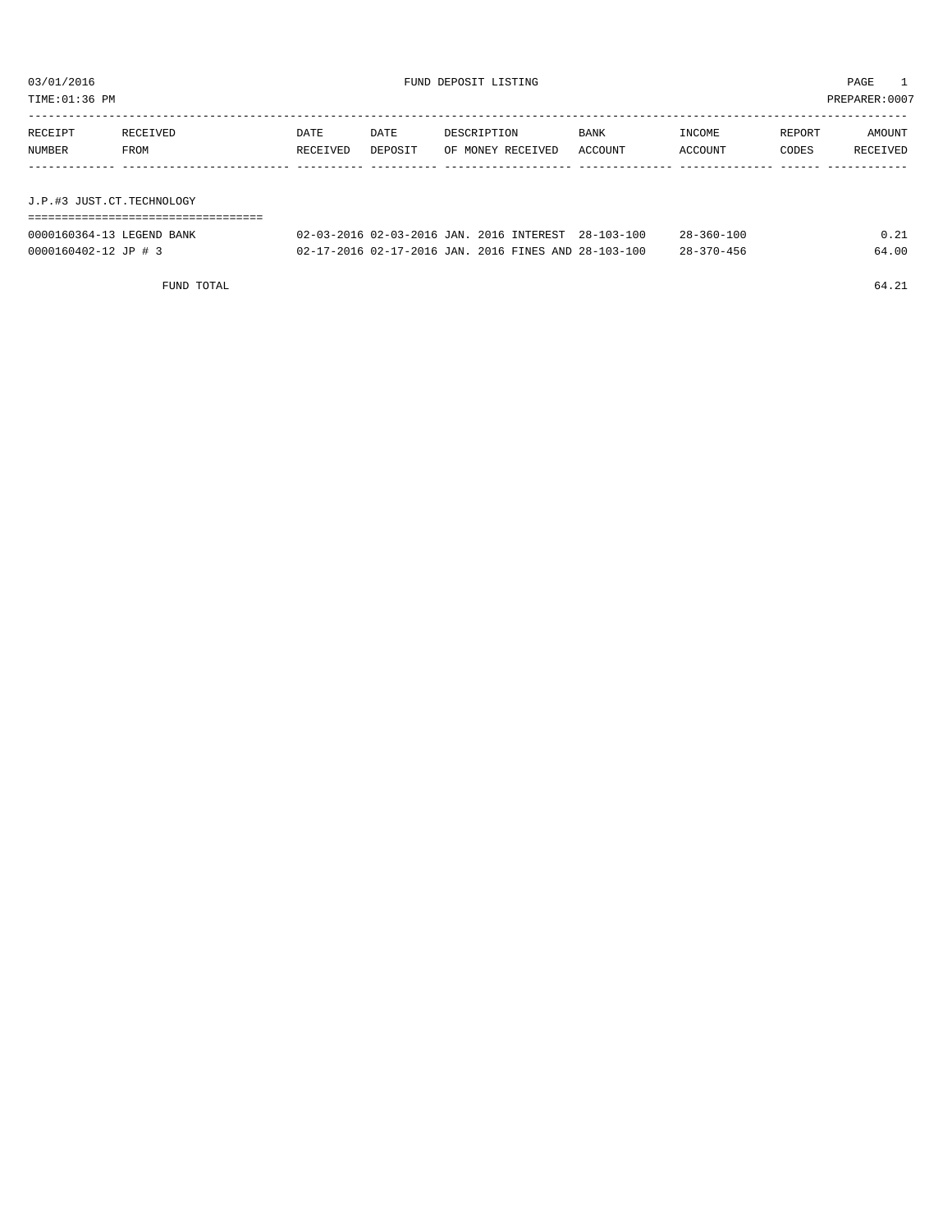03/01/2016 FUND DEPOSIT LISTING

TIME:01:36 PM PREPARER:0007

| RECEIPT NUMBER | RECEIVED FROM | DATE RECEIVED | DATE DEPOSIT | DESCRIPTION OF MONEY RECEIVED | BANK ACCOUNT | INCOME ACCOUNT | REPORT CODES | AMOUNT RECEIVED |
|---|---|---|---|---|---|---|---|---|

## J.P.#3 JUST.CT.TECHNOLOGY

| RECEIPT NUMBER | RECEIVED FROM | DATE RECEIVED | DATE DEPOSIT | DESCRIPTION OF MONEY RECEIVED | BANK ACCOUNT | INCOME ACCOUNT | REPORT CODES | AMOUNT RECEIVED |
|---|---|---|---|---|---|---|---|---|
| 0000160364-13 | LEGEND BANK | 02-03-2016 | 02-03-2016 | JAN. 2016 INTEREST | 28-103-100 | 28-360-100 | | 0.21 |
| 0000160402-12 | JP # 3 | 02-17-2016 | 02-17-2016 | JAN. 2016 FINES AND | 28-103-100 | 28-370-456 | | 64.00 |
| | FUND TOTAL | | | | | | | 64.21 |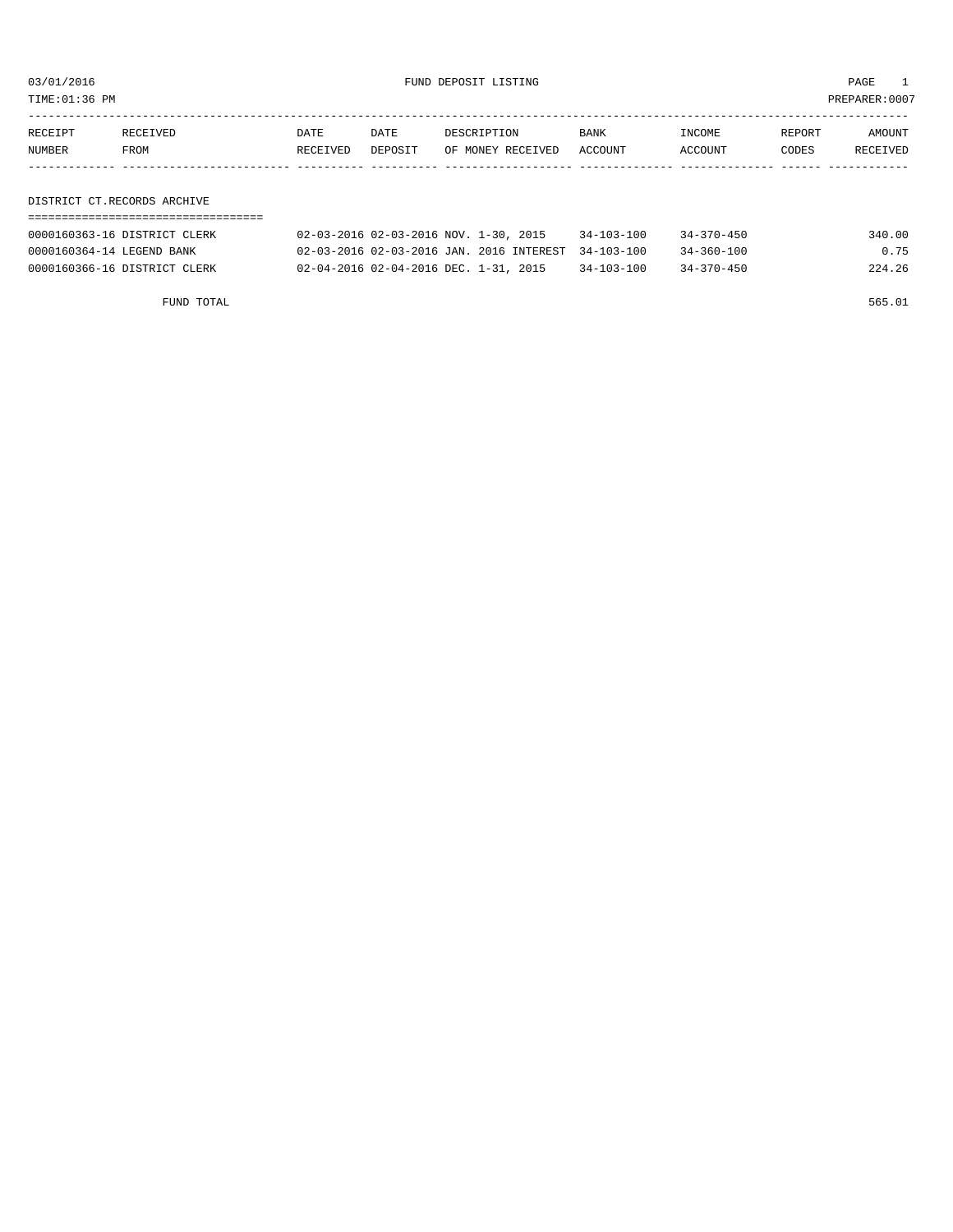03/01/2016 FUND DEPOSIT LISTING

TIME:01:36 PM PREPARER:0007

| RECEIPT NUMBER | RECEIVED FROM | DATE RECEIVED | DATE DEPOSIT | DESCRIPTION OF MONEY RECEIVED | BANK ACCOUNT | INCOME ACCOUNT | REPORT CODES | AMOUNT RECEIVED |
|---|---|---|---|---|---|---|---|---|

DISTRICT CT.RECORDS ARCHIVE

| RECEIPT NUMBER | RECEIVED FROM | DATE RECEIVED | DATE DEPOSIT | DESCRIPTION OF MONEY RECEIVED | BANK ACCOUNT | INCOME ACCOUNT | REPORT CODES | AMOUNT RECEIVED |
|---|---|---|---|---|---|---|---|---|
| 0000160363-16 | DISTRICT CLERK | 02-03-2016 | 02-03-2016 | NOV. 1-30, 2015 | 34-103-100 | 34-370-450 | | 340.00 |
| 0000160364-14 | LEGEND BANK | 02-03-2016 | 02-03-2016 | JAN. 2016 INTEREST | 34-103-100 | 34-360-100 | | 0.75 |
| 0000160366-16 | DISTRICT CLERK | 02-04-2016 | 02-04-2016 | DEC. 1-31, 2015 | 34-103-100 | 34-370-450 | | 224.26 |

FUND TOTAL 565.01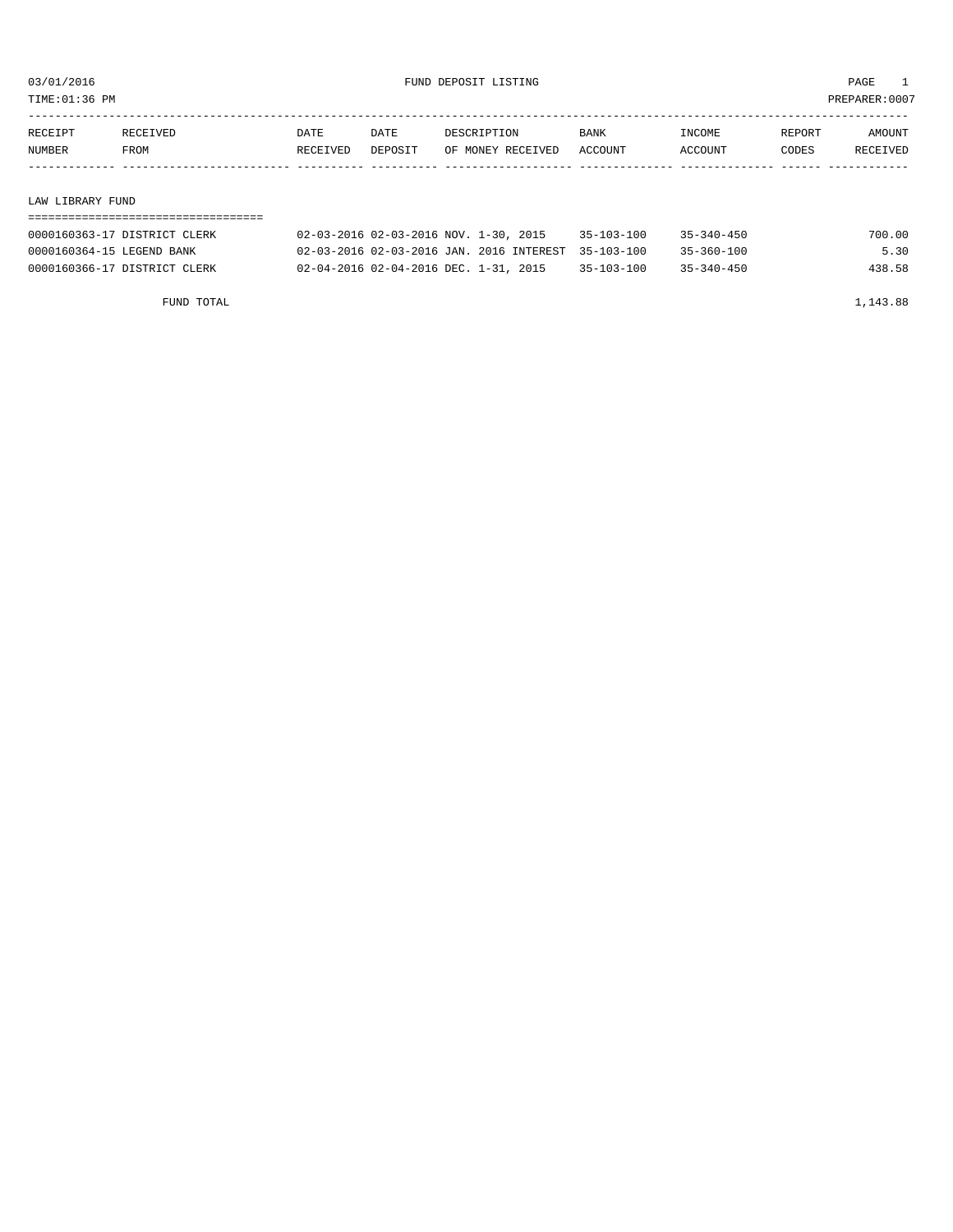03/01/2016 FUND DEPOSIT LISTING

TIME:01:36 PM PREPARER:0007

| RECEIPT NUMBER | RECEIVED FROM | DATE RECEIVED | DATE DEPOSIT | DESCRIPTION OF MONEY RECEIVED | BANK ACCOUNT | INCOME ACCOUNT | REPORT CODES | AMOUNT RECEIVED |
|---|---|---|---|---|---|---|---|---|

## LAW LIBRARY FUND

| RECEIPT NUMBER | RECEIVED FROM | DATE RECEIVED | DATE DEPOSIT | DESCRIPTION OF MONEY RECEIVED | BANK ACCOUNT | INCOME ACCOUNT | REPORT CODES | AMOUNT RECEIVED |
|---|---|---|---|---|---|---|---|---|
| 0000160363-17 | DISTRICT CLERK | 02-03-2016 | 02-03-2016 | NOV. 1-30, 2015 | 35-103-100 | 35-340-450 | | 700.00 |
| 0000160364-15 | LEGEND BANK | 02-03-2016 | 02-03-2016 | JAN. 2016 INTEREST | 35-103-100 | 35-360-100 | | 5.30 |
| 0000160366-17 | DISTRICT CLERK | 02-04-2016 | 02-04-2016 | DEC. 1-31, 2015 | 35-103-100 | 35-340-450 | | 438.58 |
| | FUND TOTAL | | | | | | | 1,143.88 |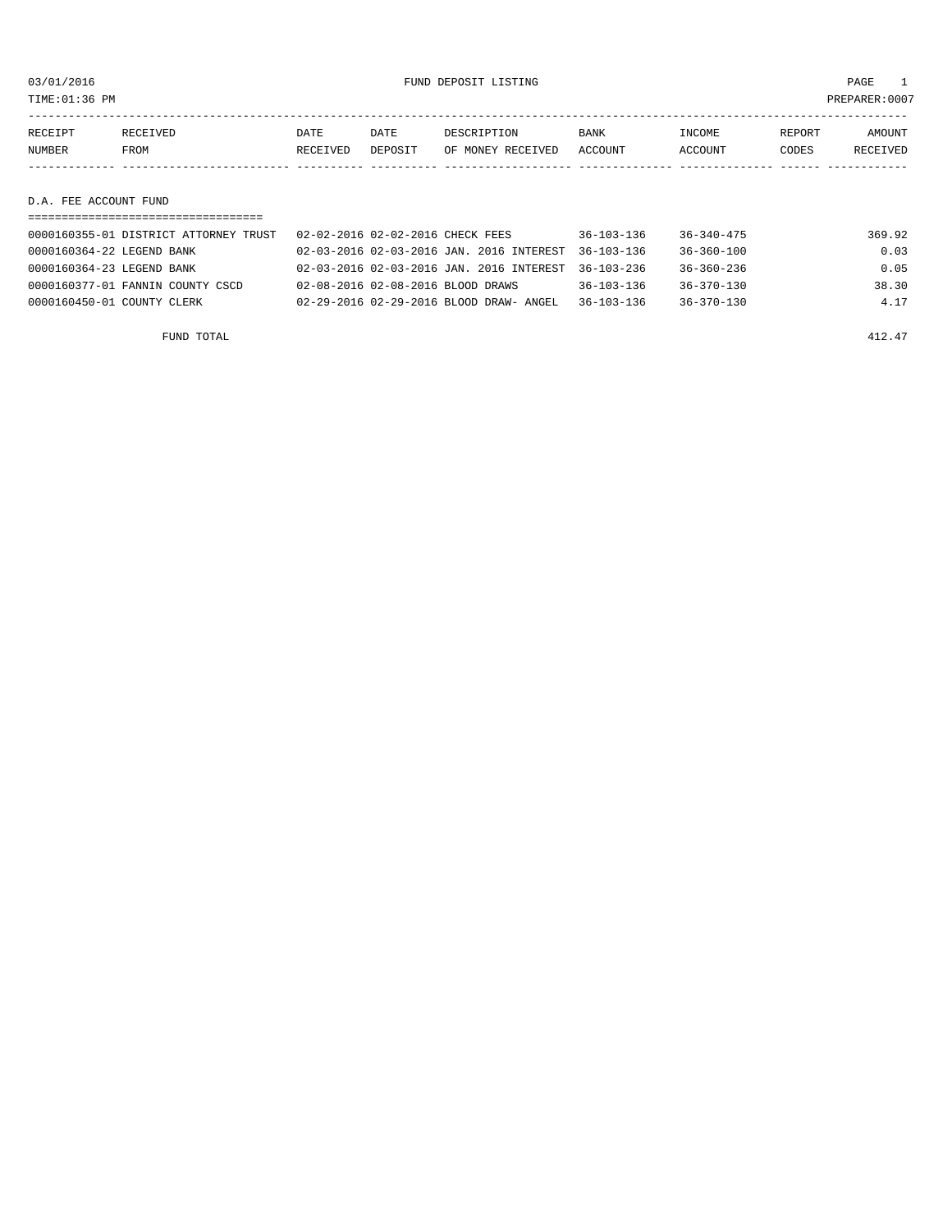03/01/2016 FUND DEPOSIT LISTING PAGE 1

TIME:01:36 PM PREPARER:0007

| RECEIPT NUMBER | RECEIVED FROM | DATE RECEIVED | DATE DEPOSIT | DESCRIPTION OF MONEY RECEIVED | BANK ACCOUNT | INCOME ACCOUNT | REPORT CODES | AMOUNT RECEIVED |
|---|---|---|---|---|---|---|---|---|

## D.A. FEE ACCOUNT FUND

| RECEIPT NUMBER | RECEIVED FROM | DATE RECEIVED | DATE DEPOSIT | DESCRIPTION OF MONEY RECEIVED | BANK ACCOUNT | INCOME ACCOUNT | REPORT CODES | AMOUNT RECEIVED |
|---|---|---|---|---|---|---|---|---|
| 0000160355-01 | DISTRICT ATTORNEY TRUST | 02-02-2016 | 02-02-2016 | CHECK FEES | 36-103-136 | 36-340-475 | | 369.92 |
| 0000160364-22 | LEGEND BANK | 02-03-2016 | 02-03-2016 | JAN. 2016 INTEREST | 36-103-136 | 36-360-100 | | 0.03 |
| 0000160364-23 | LEGEND BANK | 02-03-2016 | 02-03-2016 | JAN. 2016 INTEREST | 36-103-236 | 36-360-236 | | 0.05 |
| 0000160377-01 | FANNIN COUNTY CSCD | 02-08-2016 | 02-08-2016 | BLOOD DRAWS | 36-103-136 | 36-370-130 | | 38.30 |
| 0000160450-01 | COUNTY CLERK | 02-29-2016 | 02-29-2016 | BLOOD DRAW- ANGEL | 36-103-136 | 36-370-130 | | 4.17 |
| | FUND TOTAL | | | | | | | 412.47 |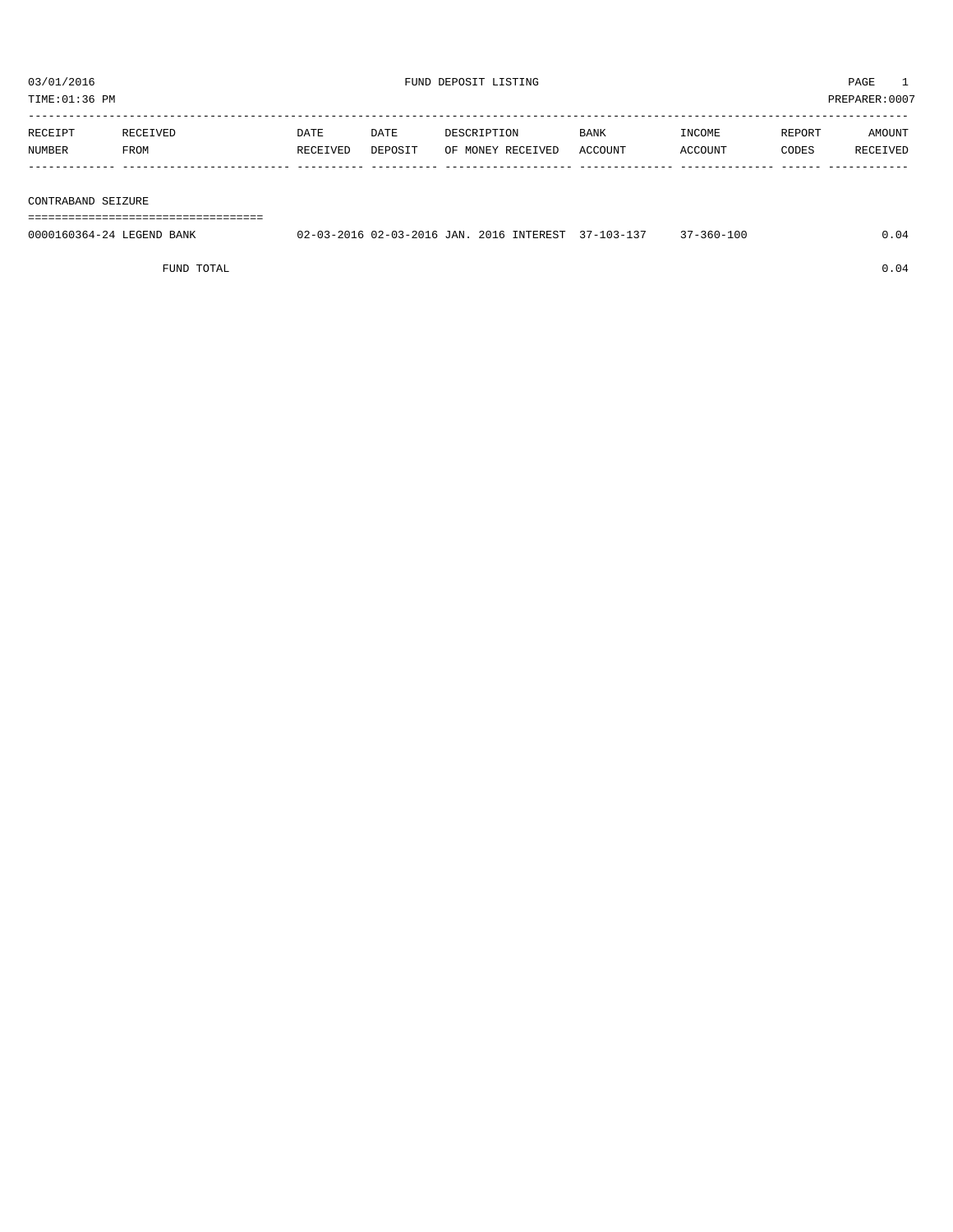03/01/2016 FUND DEPOSIT LISTING

TIME:01:36 PM PREPARER:0007

| RECEIPT NUMBER | RECEIVED FROM | DATE RECEIVED | DATE DEPOSIT | DESCRIPTION OF MONEY RECEIVED | BANK ACCOUNT | INCOME ACCOUNT | REPORT CODES | AMOUNT RECEIVED |
|---|---|---|---|---|---|---|---|---|
| **CONTRABAND SEIZURE** | | | | | | | | |
| 0000160364-24 | LEGEND BANK | 02-03-2016 | 02-03-2016 | JAN. 2016 INTEREST | 37-103-137 | 37-360-100 | | 0.04 |
| | FUND TOTAL | | | | | | | 0.04 |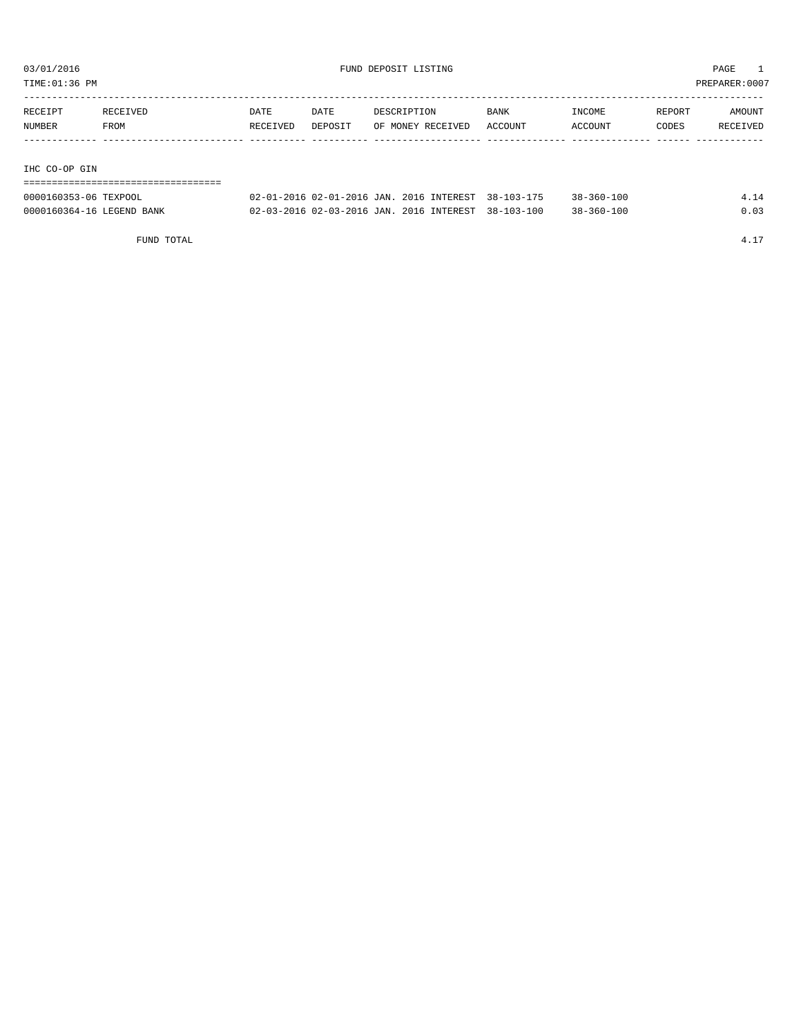03/01/2016 FUND DEPOSIT LISTING PAGE 1

TIME:01:36 PM PREPARER:0007

| RECEIPT NUMBER | RECEIVED FROM | DATE RECEIVED | DATE DEPOSIT | DESCRIPTION OF MONEY RECEIVED | BANK ACCOUNT | INCOME ACCOUNT | REPORT CODES | AMOUNT RECEIVED |
|---|---|---|---|---|---|---|---|---|
| **IHC CO-OP GIN** | | | | | | | | |
| 0000160353-06 | TEXPOOL | 02-01-2016 | 02-01-2016 | JAN. 2016 INTEREST | 38-103-175 | 38-360-100 | | 4.14 |
| 0000160364-16 | LEGEND BANK | 02-03-2016 | 02-03-2016 | JAN. 2016 INTEREST | 38-103-100 | 38-360-100 | | 0.03 |
| | FUND TOTAL | | | | | | | 4.17 |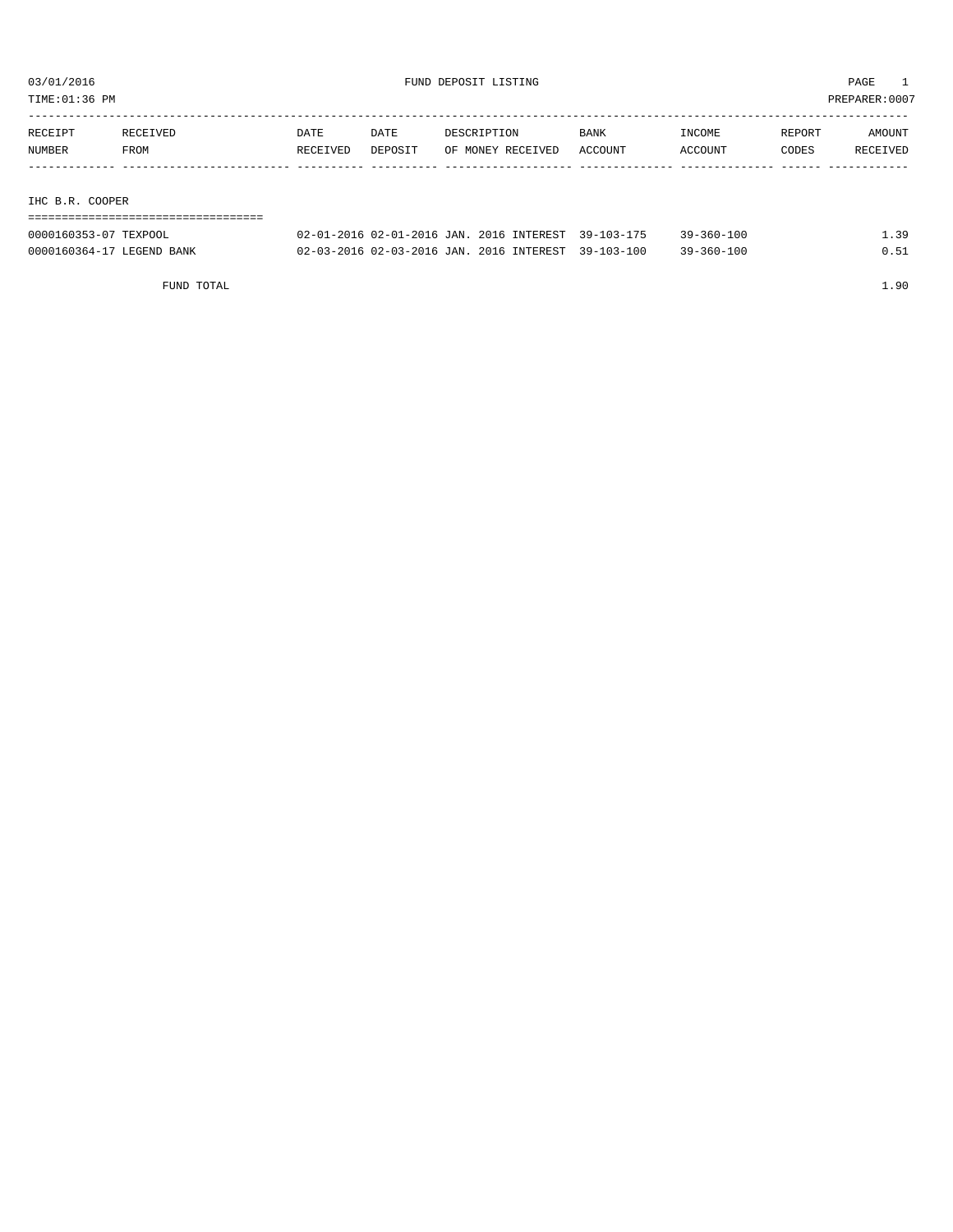03/01/2016 FUND DEPOSIT LISTING

TIME:01:36 PM PREPARER:0007

| RECEIPT NUMBER | RECEIVED FROM | DATE RECEIVED | DATE DEPOSIT | DESCRIPTION OF MONEY RECEIVED | BANK ACCOUNT | INCOME ACCOUNT | REPORT CODES | AMOUNT RECEIVED |
|---|---|---|---|---|---|---|---|---|

IHC B.R. COOPER

| RECEIPT NUMBER | RECEIVED FROM | DATE RECEIVED | DATE DEPOSIT | DESCRIPTION OF MONEY RECEIVED | BANK ACCOUNT | INCOME ACCOUNT | REPORT CODES | AMOUNT RECEIVED |
|---|---|---|---|---|---|---|---|---|
| 0000160353-07 | TEXPOOL | 02-01-2016 | 02-01-2016 | JAN. 2016 INTEREST | 39-103-175 | 39-360-100 | | 1.39 |
| 0000160364-17 | LEGEND BANK | 02-03-2016 | 02-03-2016 | JAN. 2016 INTEREST | 39-103-100 | 39-360-100 | | 0.51 |
| | FUND TOTAL | | | | | | | 1.90 |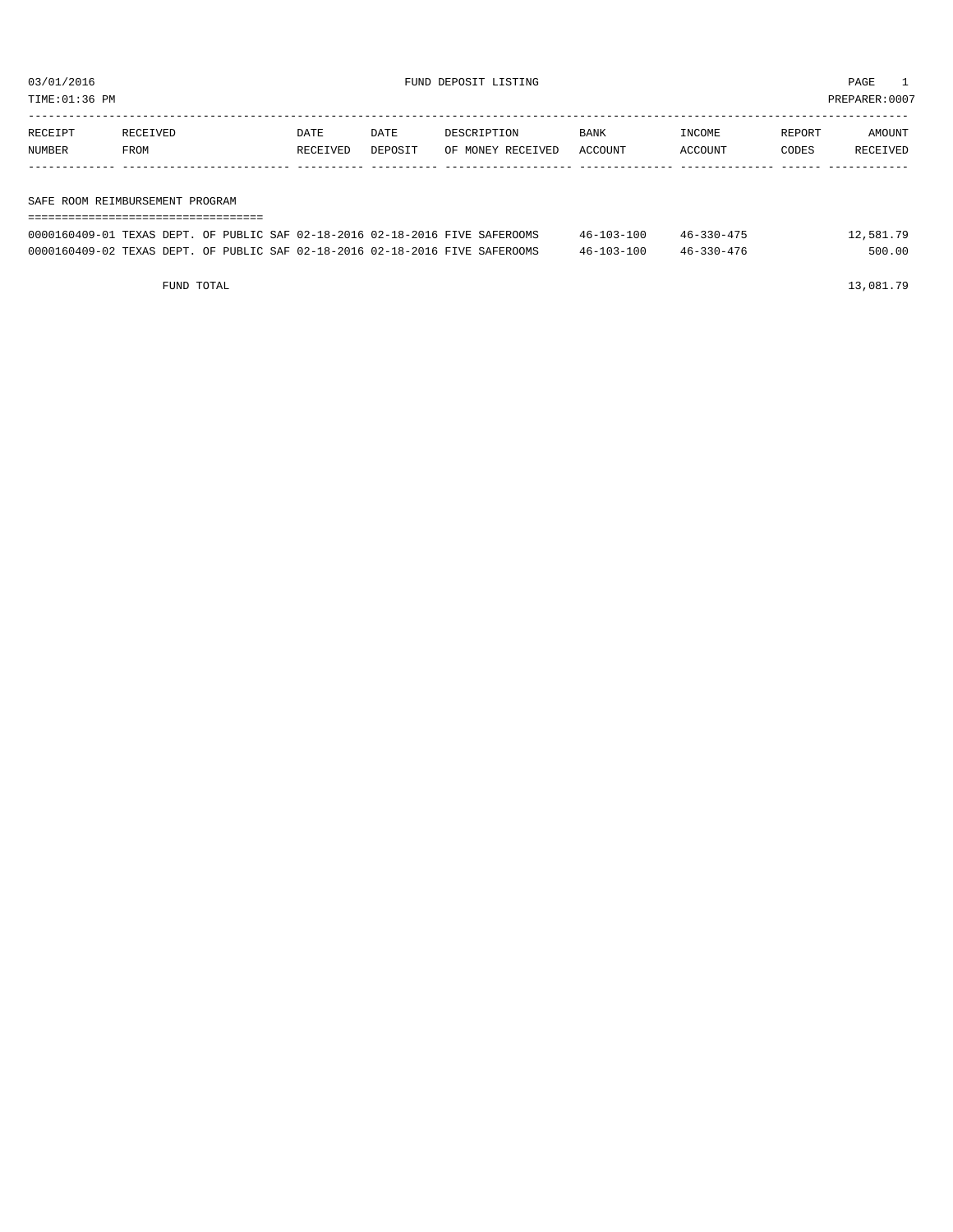03/01/2016 FUND DEPOSIT LISTING PAGE 1

TIME:01:36 PM PREPARER:0007

| RECEIPT NUMBER | RECEIVED FROM | DATE RECEIVED | DATE DEPOSIT | DESCRIPTION OF MONEY RECEIVED | BANK ACCOUNT | INCOME ACCOUNT | REPORT CODES | AMOUNT RECEIVED |
|---|---|---|---|---|---|---|---|---|

SAFE ROOM REIMBURSEMENT PROGRAM

| RECEIPT NUMBER | RECEIVED FROM | DATE RECEIVED | DATE DEPOSIT | DESCRIPTION OF MONEY RECEIVED | BANK ACCOUNT | INCOME ACCOUNT | REPORT CODES | AMOUNT RECEIVED |
|---|---|---|---|---|---|---|---|---|
| 0000160409-01 | TEXAS DEPT. OF PUBLIC SAF | 02-18-2016 | 02-18-2016 | FIVE SAFEROOMS | 46-103-100 | 46-330-475 | | 12,581.79 |
| 0000160409-02 | TEXAS DEPT. OF PUBLIC SAF | 02-18-2016 | 02-18-2016 | FIVE SAFEROOMS | 46-103-100 | 46-330-476 | | 500.00 |

FUND TOTAL 13,081.79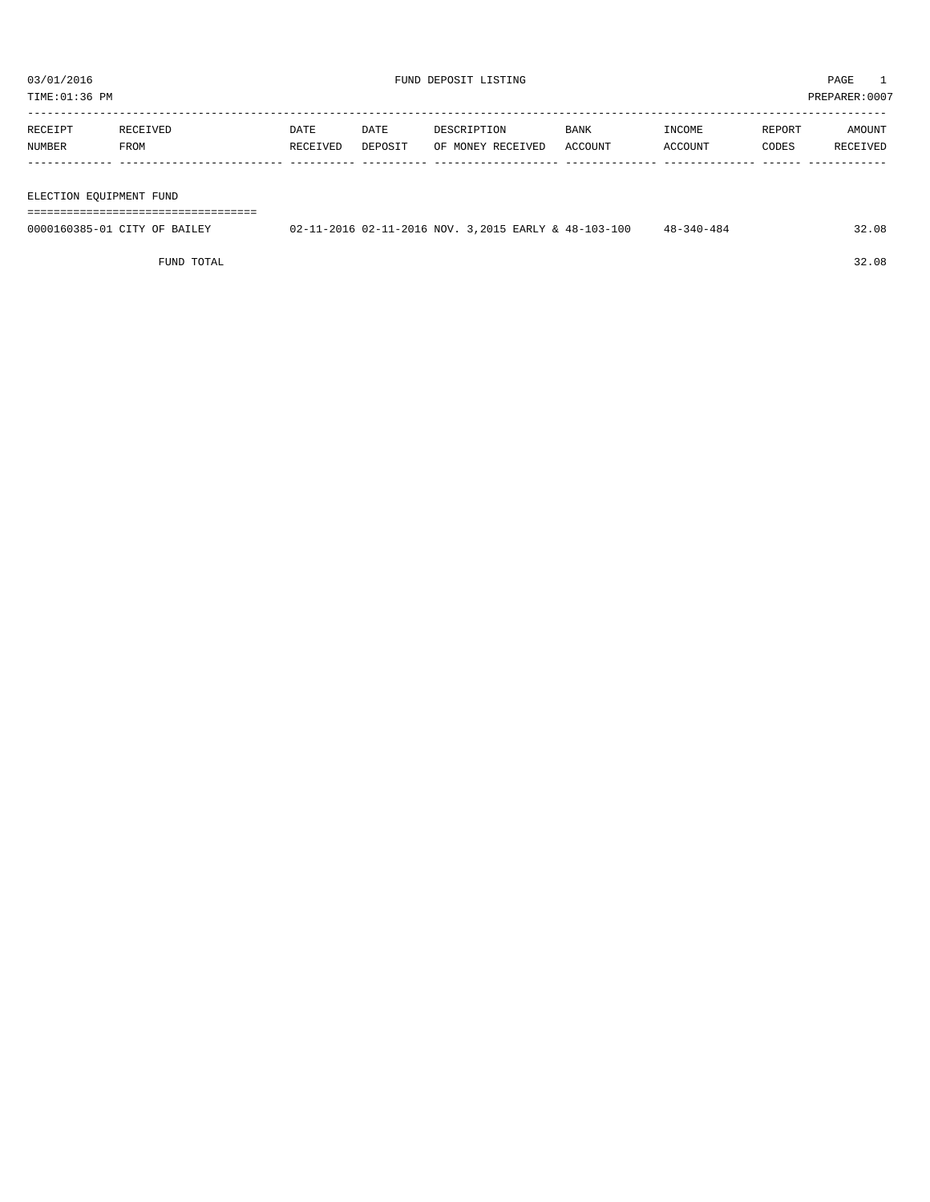03/01/2016 FUND DEPOSIT LISTING PAGE 1

TIME:01:36 PM PREPARER:0007

| RECEIPT NUMBER | RECEIVED FROM | DATE RECEIVED | DATE DEPOSIT | DESCRIPTION OF MONEY RECEIVED | BANK ACCOUNT | INCOME ACCOUNT | REPORT CODES | AMOUNT RECEIVED |
|---|---|---|---|---|---|---|---|---|
| **ELECTION EQUIPMENT FUND** | | | | | | | | |
| 0000160385-01 | CITY OF BAILEY | 02-11-2016 | 02-11-2016 | NOV. 3,2015 EARLY & | 48-103-100 | 48-340-484 | | 32.08 |
| | FUND TOTAL | | | | | | | 32.08 |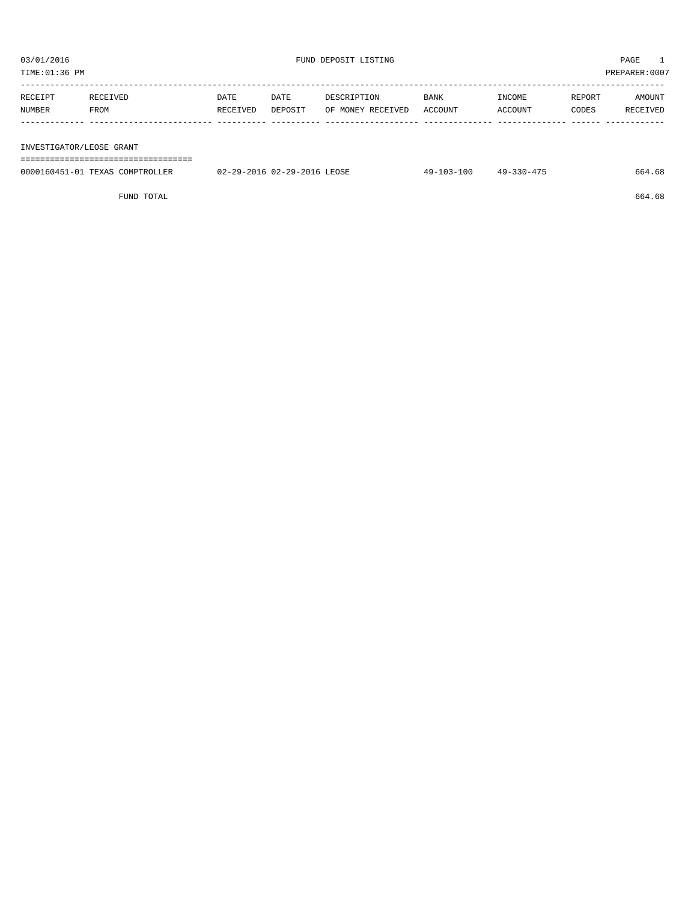03/01/2016 FUND DEPOSIT LISTING PAGE 1

TIME:01:36 PM PREPARER:0007

| RECEIPT NUMBER | RECEIVED FROM | DATE RECEIVED | DATE DEPOSIT | DESCRIPTION OF MONEY RECEIVED | BANK ACCOUNT | INCOME ACCOUNT | REPORT CODES | AMOUNT RECEIVED |
|---|---|---|---|---|---|---|---|---|
| **INVESTIGATOR/LEOSE GRANT** | | | | | | | | |
| 0000160451-01 | TEXAS COMPTROLLER | 02-29-2016 | 02-29-2016 | LEOSE | 49-103-100 | 49-330-475 | | 664.68 |
| | FUND TOTAL | | | | | | | 664.68 |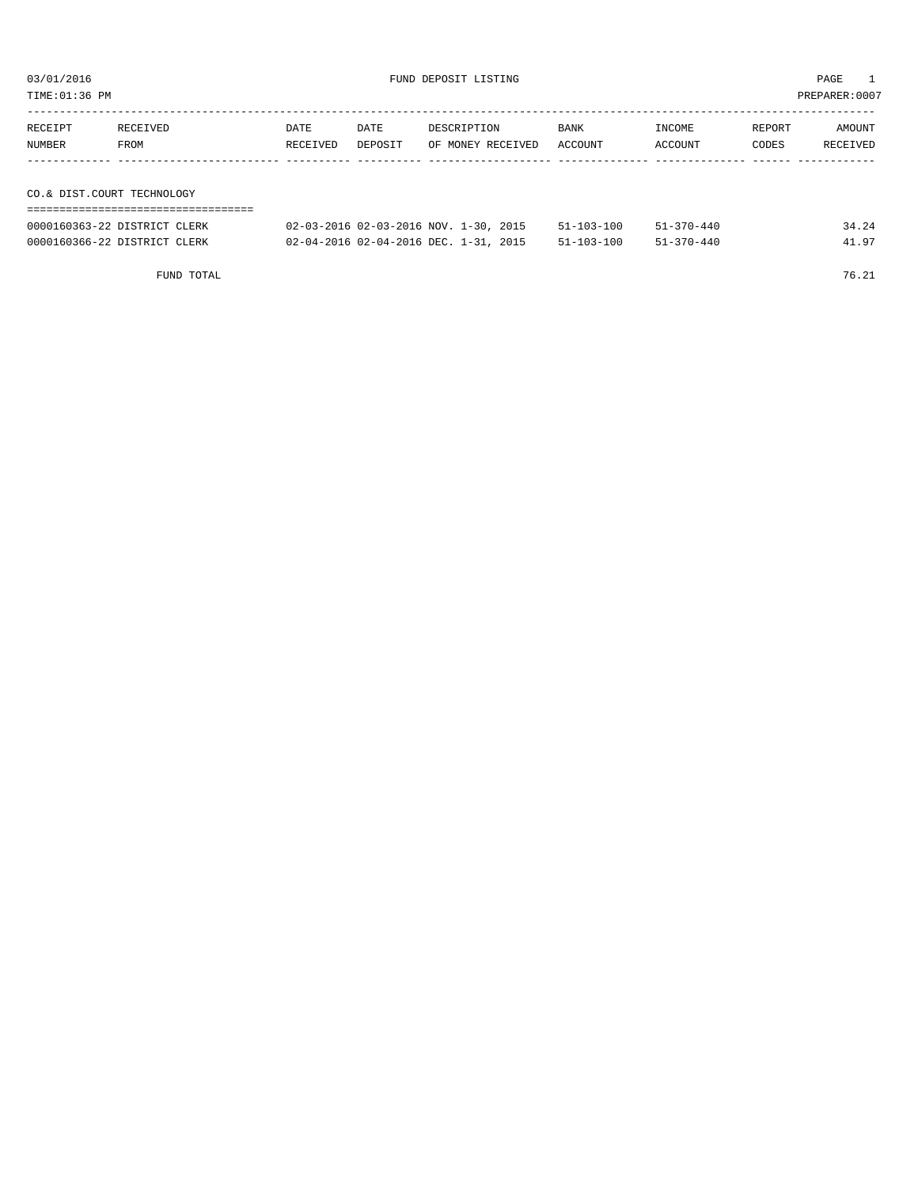03/01/2016 FUND DEPOSIT LISTING PAGE 1

TIME:01:36 PM PREPARER:0007

| RECEIPT NUMBER | RECEIVED FROM | DATE RECEIVED | DATE DEPOSIT | DESCRIPTION OF MONEY RECEIVED | BANK ACCOUNT | INCOME ACCOUNT | REPORT CODES | AMOUNT RECEIVED |
|---|---|---|---|---|---|---|---|---|
| **CO.& DIST.COURT TECHNOLOGY** | | | | | | | | |
| 0000160363-22 | DISTRICT CLERK | 02-03-2016 | 02-03-2016 | NOV. 1-30, 2015 | 51-103-100 | 51-370-440 | | 34.24 |
| 0000160366-22 | DISTRICT CLERK | 02-04-2016 | 02-04-2016 | DEC. 1-31, 2015 | 51-103-100 | 51-370-440 | | 41.97 |
| FUND TOTAL | | | | | | | | 76.21 |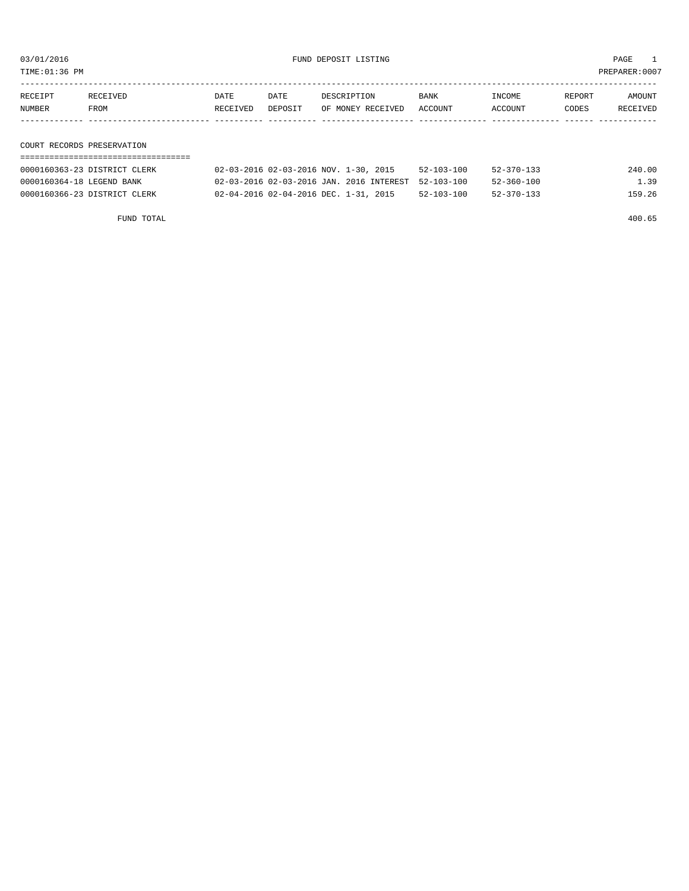03/01/2016 FUND DEPOSIT LISTING

TIME:01:36 PM PREPARER:0007

| RECEIPT NUMBER | RECEIVED FROM | DATE RECEIVED | DATE DEPOSIT | DESCRIPTION OF MONEY RECEIVED | BANK ACCOUNT | INCOME ACCOUNT | REPORT CODES | AMOUNT RECEIVED |
|---|---|---|---|---|---|---|---|---|

## COURT RECORDS PRESERVATION

| RECEIPT NUMBER | RECEIVED FROM | DATE RECEIVED | DATE DEPOSIT | DESCRIPTION OF MONEY RECEIVED | BANK ACCOUNT | INCOME ACCOUNT | REPORT CODES | AMOUNT RECEIVED |
|---|---|---|---|---|---|---|---|---|
| 0000160363-23 | DISTRICT CLERK | 02-03-2016 | 02-03-2016 | NOV. 1-30, 2015 | 52-103-100 | 52-370-133 | | 240.00 |
| 0000160364-18 | LEGEND BANK | 02-03-2016 | 02-03-2016 | JAN. 2016 INTEREST | 52-103-100 | 52-360-100 | | 1.39 |
| 0000160366-23 | DISTRICT CLERK | 02-04-2016 | 02-04-2016 | DEC. 1-31, 2015 | 52-103-100 | 52-370-133 | | 159.26 |
| | FUND TOTAL | | | | | | | 400.65 |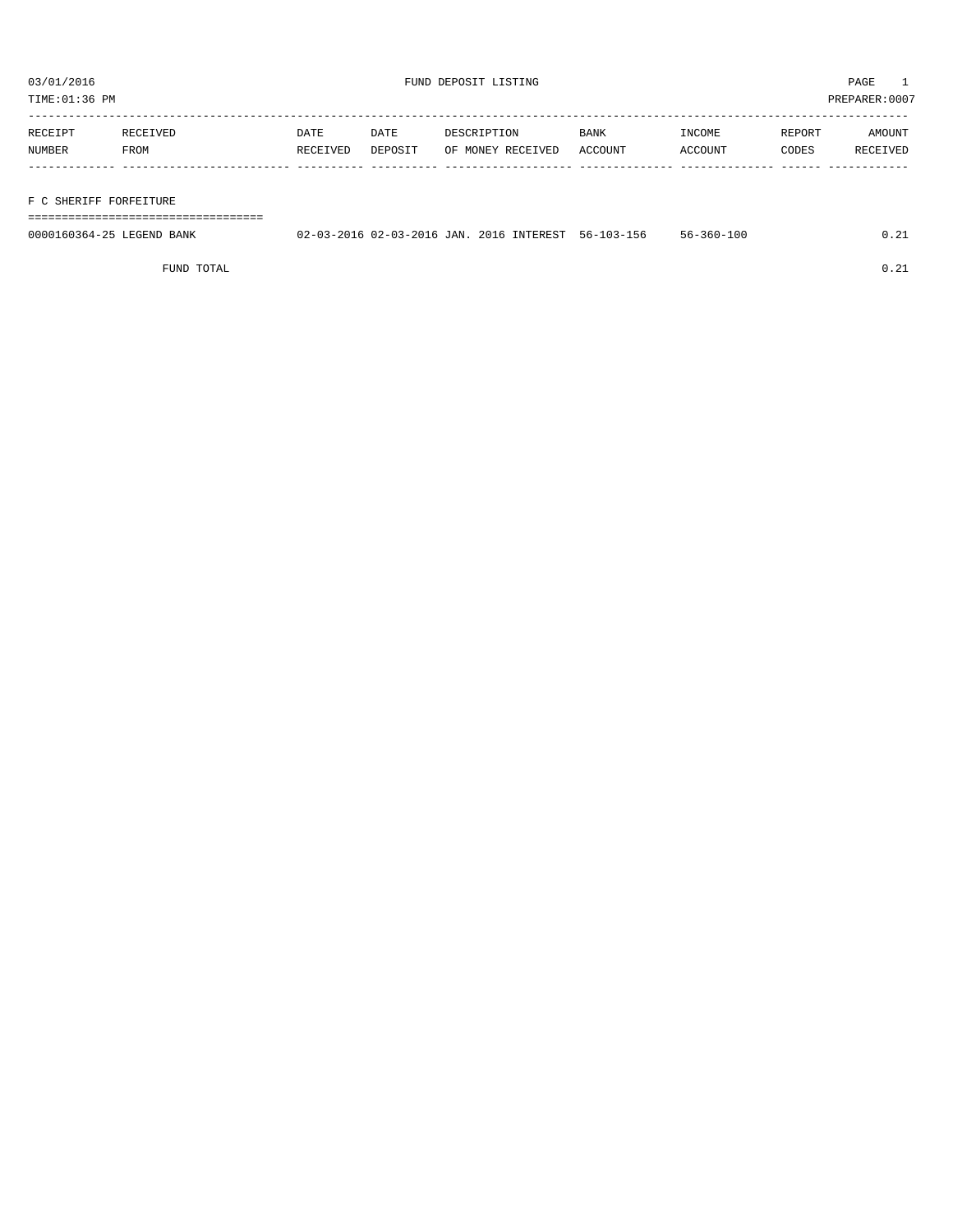03/01/2016 FUND DEPOSIT LISTING

TIME:01:36 PM PREPARER:0007

| RECEIPT NUMBER | RECEIVED FROM | DATE RECEIVED | DATE DEPOSIT | DESCRIPTION OF MONEY RECEIVED | BANK ACCOUNT | INCOME ACCOUNT | REPORT CODES | AMOUNT RECEIVED |
|---|---|---|---|---|---|---|---|---|
| **F C SHERIFF FORFEITURE** | | | | | | | | |
| 0000160364-25 | LEGEND BANK | 02-03-2016 | 02-03-2016 | JAN. 2016 INTEREST | 56-103-156 | 56-360-100 | | 0.21 |
| | FUND TOTAL | | | | | | | 0.21 |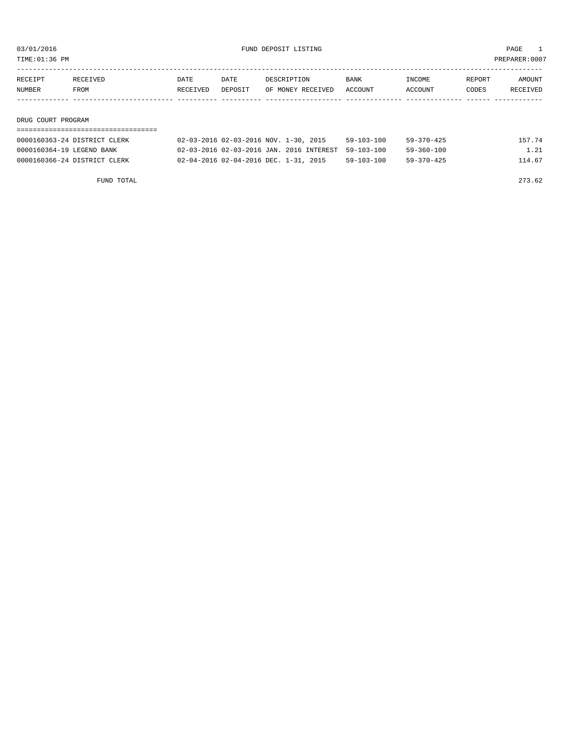03/01/2016 FUND DEPOSIT LISTING

TIME:01:36 PM PREPARER:0007

| RECEIPT NUMBER | RECEIVED FROM | DATE RECEIVED | DATE DEPOSIT | DESCRIPTION OF MONEY RECEIVED | BANK ACCOUNT | INCOME ACCOUNT | REPORT CODES | AMOUNT RECEIVED |
|---|---|---|---|---|---|---|---|---|
| **DRUG COURT PROGRAM** | | | | | | | | |
| 0000160363-24 | DISTRICT CLERK | 02-03-2016 | 02-03-2016 | NOV. 1-30, 2015 | 59-103-100 | 59-370-425 | | 157.74 |
| 0000160364-19 | LEGEND BANK | 02-03-2016 | 02-03-2016 | JAN. 2016 INTEREST | 59-103-100 | 59-360-100 | | 1.21 |
| 0000160366-24 | DISTRICT CLERK | 02-04-2016 | 02-04-2016 | DEC. 1-31, 2015 | 59-103-100 | 59-370-425 | | 114.67 |
| FUND TOTAL | | | | | | | | 273.62 |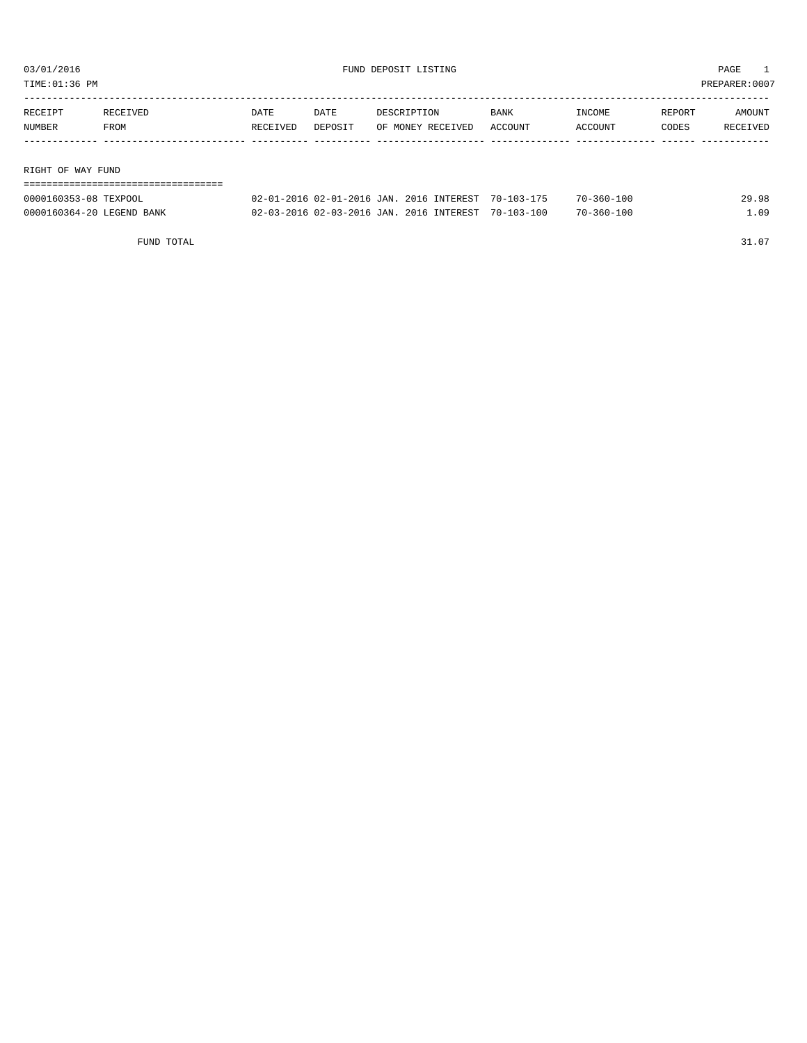03/01/2016 FUND DEPOSIT LISTING

TIME:01:36 PM PREPARER:0007

| RECEIPT NUMBER | RECEIVED FROM | DATE RECEIVED | DATE DEPOSIT | DESCRIPTION OF MONEY RECEIVED | BANK ACCOUNT | INCOME ACCOUNT | REPORT CODES | AMOUNT RECEIVED |
|---|---|---|---|---|---|---|---|---|
| **RIGHT OF WAY FUND** | | | | | | | | |
| 0000160353-08 | TEXPOOL | 02-01-2016 | 02-01-2016 | JAN. 2016 INTEREST | 70-103-175 | 70-360-100 | | 29.98 |
| 0000160364-20 | LEGEND BANK | 02-03-2016 | 02-03-2016 | JAN. 2016 INTEREST | 70-103-100 | 70-360-100 | | 1.09 |
| | FUND TOTAL | | | | | | | 31.07 |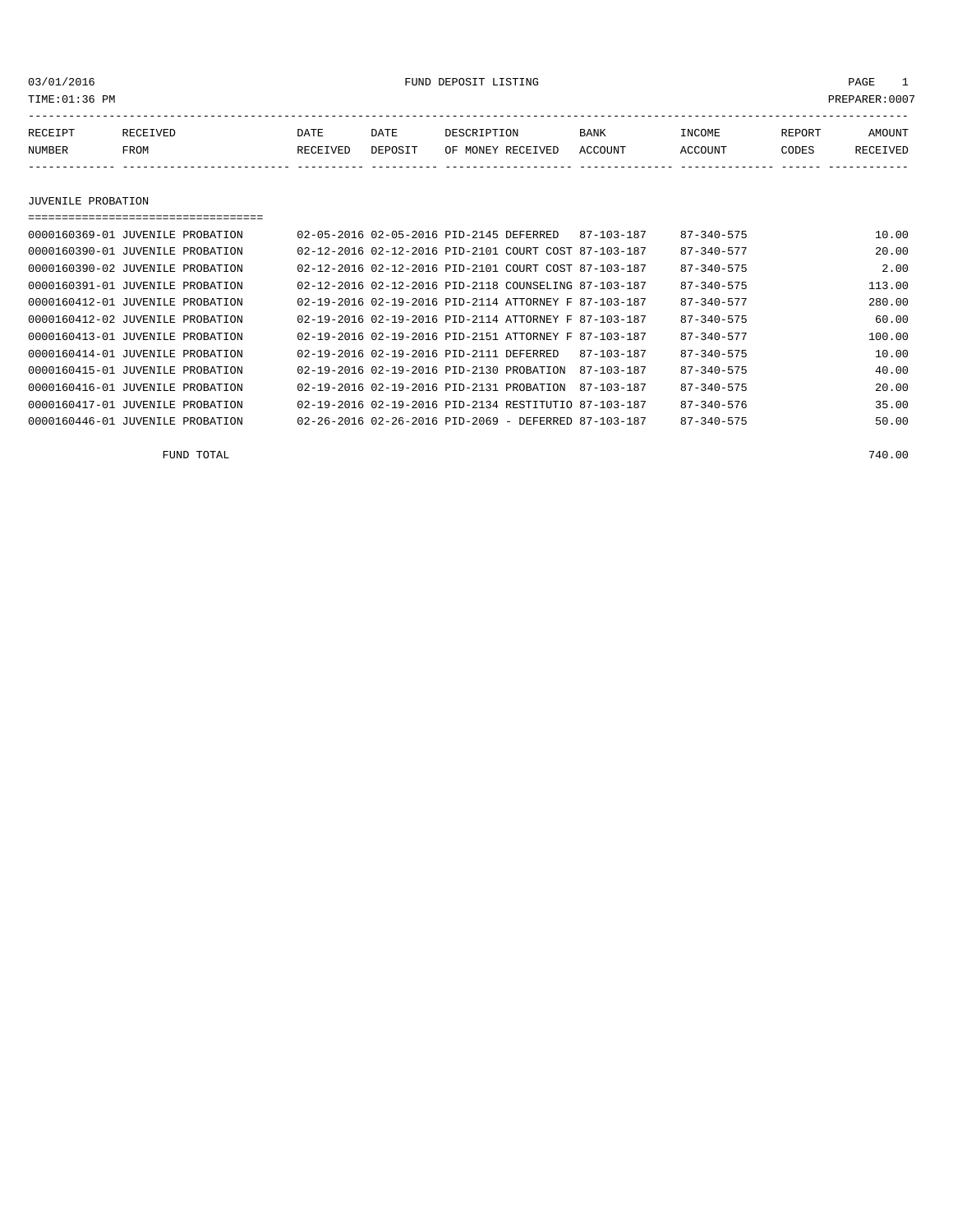03/01/2016 FUND DEPOSIT LISTING PAGE 1

TIME:01:36 PM PREPARER:0007

| RECEIPT NUMBER | RECEIVED FROM | DATE RECEIVED | DATE DEPOSIT | DESCRIPTION OF MONEY RECEIVED | BANK ACCOUNT | INCOME ACCOUNT | REPORT CODES | AMOUNT RECEIVED |
|---|---|---|---|---|---|---|---|---|

## JUVENILE PROBATION

| RECEIPT NUMBER | RECEIVED FROM | DATE RECEIVED | DATE DEPOSIT | DESCRIPTION OF MONEY RECEIVED | BANK ACCOUNT | INCOME ACCOUNT | REPORT CODES | AMOUNT RECEIVED |
|---|---|---|---|---|---|---|---|---|
| 0000160369-01 | JUVENILE PROBATION | 02-05-2016 | 02-05-2016 | PID-2145 DEFERRED | 87-103-187 | 87-340-575 | | 10.00 |
| 0000160390-01 | JUVENILE PROBATION | 02-12-2016 | 02-12-2016 | PID-2101 COURT COST | 87-103-187 | 87-340-577 | | 20.00 |
| 0000160390-02 | JUVENILE PROBATION | 02-12-2016 | 02-12-2016 | PID-2101 COURT COST | 87-103-187 | 87-340-575 | | 2.00 |
| 0000160391-01 | JUVENILE PROBATION | 02-12-2016 | 02-12-2016 | PID-2118 COUNSELING | 87-103-187 | 87-340-575 | | 113.00 |
| 0000160412-01 | JUVENILE PROBATION | 02-19-2016 | 02-19-2016 | PID-2114 ATTORNEY F | 87-103-187 | 87-340-577 | | 280.00 |
| 0000160412-02 | JUVENILE PROBATION | 02-19-2016 | 02-19-2016 | PID-2114 ATTORNEY F | 87-103-187 | 87-340-575 | | 60.00 |
| 0000160413-01 | JUVENILE PROBATION | 02-19-2016 | 02-19-2016 | PID-2151 ATTORNEY F | 87-103-187 | 87-340-577 | | 100.00 |
| 0000160414-01 | JUVENILE PROBATION | 02-19-2016 | 02-19-2016 | PID-2111 DEFERRED | 87-103-187 | 87-340-575 | | 10.00 |
| 0000160415-01 | JUVENILE PROBATION | 02-19-2016 | 02-19-2016 | PID-2130 PROBATION | 87-103-187 | 87-340-575 | | 40.00 |
| 0000160416-01 | JUVENILE PROBATION | 02-19-2016 | 02-19-2016 | PID-2131 PROBATION | 87-103-187 | 87-340-575 | | 20.00 |
| 0000160417-01 | JUVENILE PROBATION | 02-19-2016 | 02-19-2016 | PID-2134 RESTITUTIO | 87-103-187 | 87-340-576 | | 35.00 |
| 0000160446-01 | JUVENILE PROBATION | 02-26-2016 | 02-26-2016 | PID-2069 - DEFERRED | 87-103-187 | 87-340-575 | | 50.00 |
| | FUND TOTAL | | | | | | | 740.00 |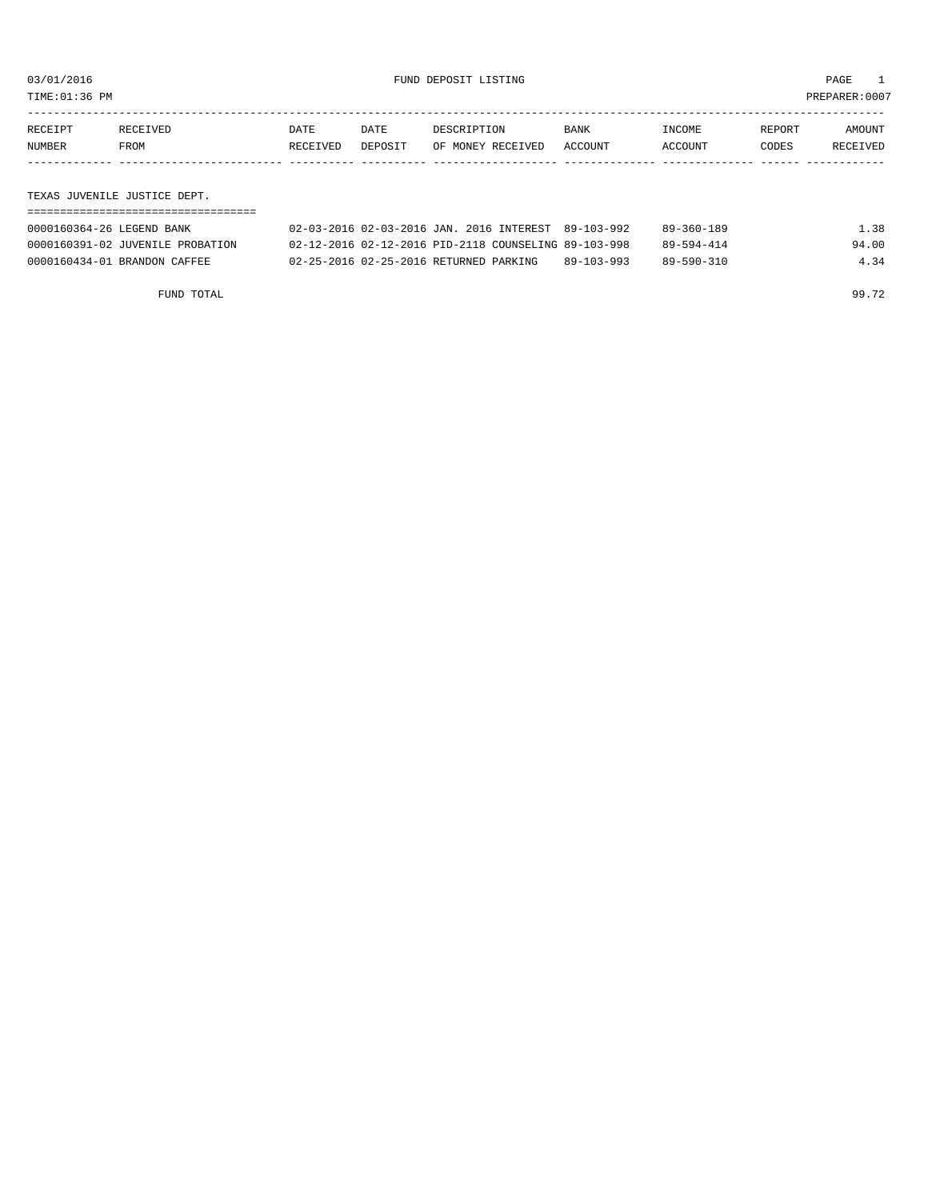03/01/2016 FUND DEPOSIT LISTING PAGE 1

TIME:01:36 PM PREPARER:0007

| RECEIPT NUMBER | RECEIVED FROM | DATE RECEIVED | DATE DEPOSIT | DESCRIPTION OF MONEY RECEIVED | BANK ACCOUNT | INCOME ACCOUNT | REPORT CODES | AMOUNT RECEIVED |
|---|---|---|---|---|---|---|---|---|
| **TEXAS JUVENILE JUSTICE DEPT.** | | | | | | | | |
| 0000160364-26 | LEGEND BANK | 02-03-2016 | 02-03-2016 | JAN. 2016 INTEREST | 89-103-992 | 89-360-189 | | 1.38 |
| 0000160391-02 | JUVENILE PROBATION | 02-12-2016 | 02-12-2016 | PID-2118 COUNSELING | 89-103-998 | 89-594-414 | | 94.00 |
| 0000160434-01 | BRANDON CAFFEE | 02-25-2016 | 02-25-2016 | RETURNED PARKING | 89-103-993 | 89-590-310 | | 4.34 |
| | FUND TOTAL | | | | | | | 99.72 |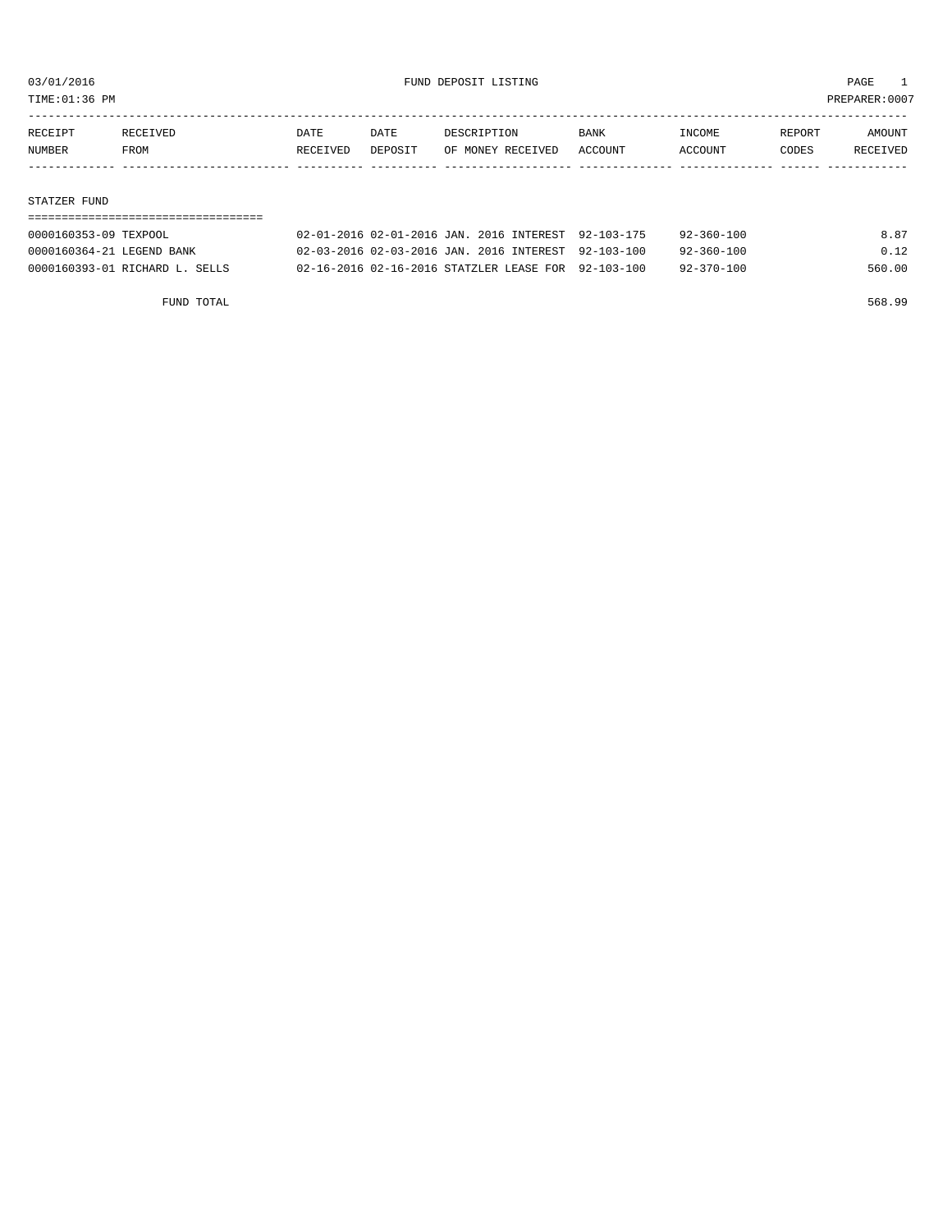03/01/2016 FUND DEPOSIT LISTING PAGE 1

TIME:01:36 PM PREPARER:0007

| RECEIPT NUMBER | RECEIVED FROM | DATE RECEIVED | DATE DEPOSIT | DESCRIPTION OF MONEY RECEIVED | BANK ACCOUNT | INCOME ACCOUNT | REPORT CODES | AMOUNT RECEIVED |
|---|---|---|---|---|---|---|---|---|
| **STATZER FUND** | | | | | | | | |
| 0000160353-09 | TEXPOOL | 02-01-2016 | 02-01-2016 | JAN. 2016 INTEREST | 92-103-175 | 92-360-100 | | 8.87 |
| 0000160364-21 | LEGEND BANK | 02-03-2016 | 02-03-2016 | JAN. 2016 INTEREST | 92-103-100 | 92-360-100 | | 0.12 |
| 0000160393-01 | RICHARD L. SELLS | 02-16-2016 | 02-16-2016 | STATZLER LEASE FOR | 92-103-100 | 92-370-100 | | 560.00 |
| | FUND TOTAL | | | | | | | 568.99 |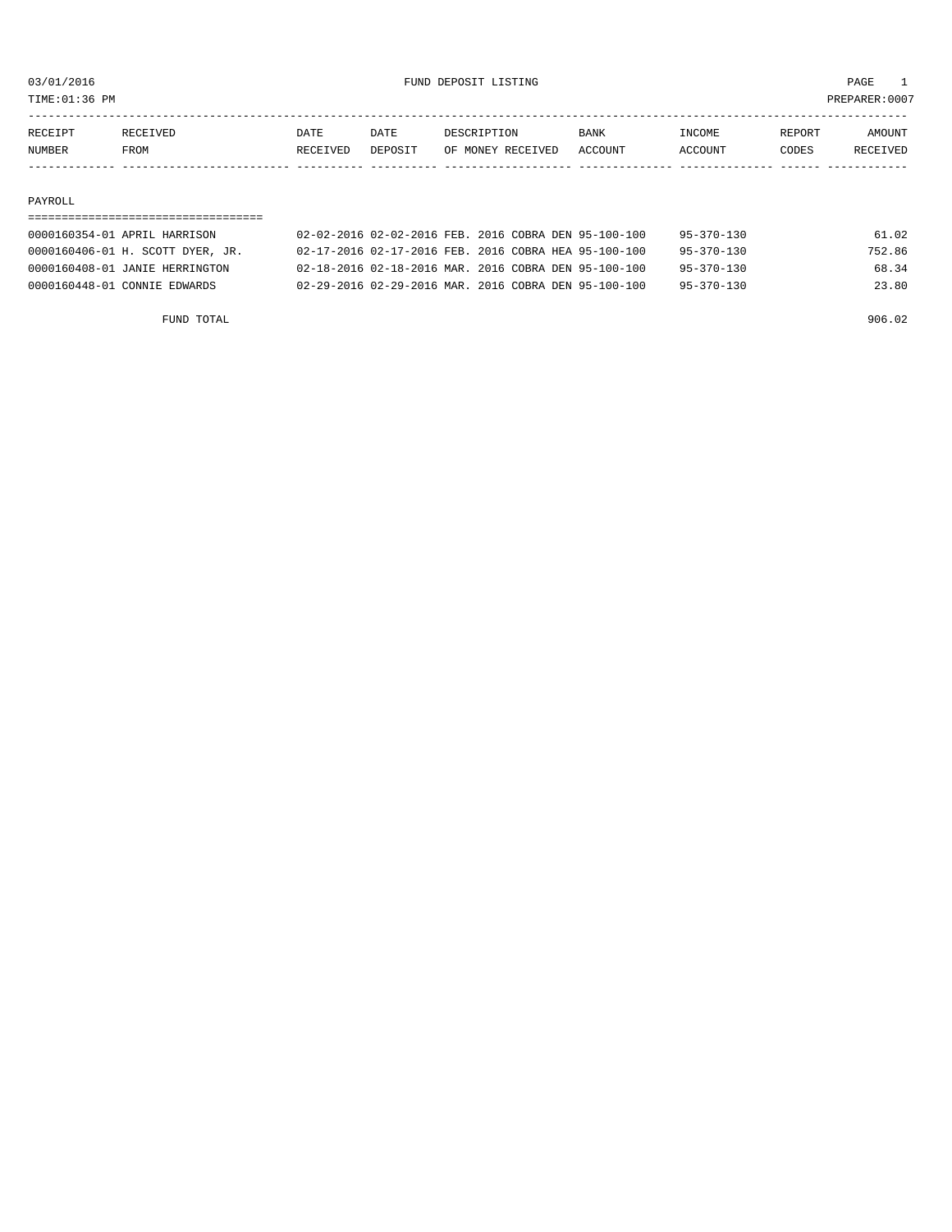03/01/2016 FUND DEPOSIT LISTING

TIME:01:36 PM PREPARER:0007

| RECEIPT NUMBER | RECEIVED FROM | DATE RECEIVED | DATE DEPOSIT | DESCRIPTION OF MONEY RECEIVED | BANK ACCOUNT | INCOME ACCOUNT | REPORT CODES | AMOUNT RECEIVED |
|---|---|---|---|---|---|---|---|---|

PAYROLL

| RECEIPT NUMBER | RECEIVED FROM | DATE RECEIVED | DATE DEPOSIT | DESCRIPTION OF MONEY RECEIVED | BANK ACCOUNT | INCOME ACCOUNT | REPORT CODES | AMOUNT RECEIVED |
|---|---|---|---|---|---|---|---|---|
| 0000160354-01 | APRIL HARRISON | 02-02-2016 | 02-02-2016 | FEB. 2016 COBRA DEN | 95-100-100 | 95-370-130 | | 61.02 |
| 0000160406-01 | H. SCOTT DYER, JR. | 02-17-2016 | 02-17-2016 | FEB. 2016 COBRA HEA | 95-100-100 | 95-370-130 | | 752.86 |
| 0000160408-01 | JANIE HERRINGTON | 02-18-2016 | 02-18-2016 | MAR. 2016 COBRA DEN | 95-100-100 | 95-370-130 | | 68.34 |
| 0000160448-01 | CONNIE EDWARDS | 02-29-2016 | 02-29-2016 | MAR. 2016 COBRA DEN | 95-100-100 | 95-370-130 | | 23.80 |

FUND TOTAL 906.02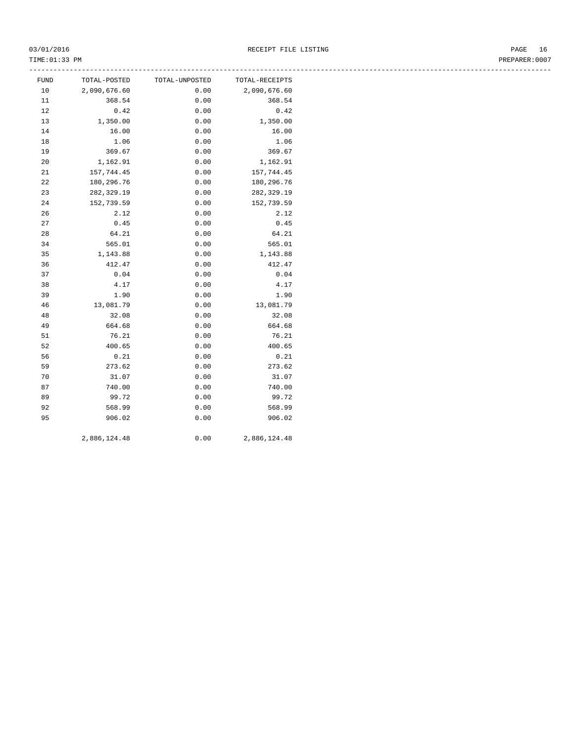03/01/2016 RECEIPT FILE LISTING

TIME:01:33 PM PREPARER:0007

| FUND | TOTAL-POSTED | TOTAL-UNPOSTED | TOTAL-RECEIPTS |
|---|---|---|---|
| 10 | 2,090,676.60 | 0.00 | 2,090,676.60 |
| 11 | 368.54 | 0.00 | 368.54 |
| 12 | 0.42 | 0.00 | 0.42 |
| 13 | 1,350.00 | 0.00 | 1,350.00 |
| 14 | 16.00 | 0.00 | 16.00 |
| 18 | 1.06 | 0.00 | 1.06 |
| 19 | 369.67 | 0.00 | 369.67 |
| 20 | 1,162.91 | 0.00 | 1,162.91 |
| 21 | 157,744.45 | 0.00 | 157,744.45 |
| 22 | 180,296.76 | 0.00 | 180,296.76 |
| 23 | 282,329.19 | 0.00 | 282,329.19 |
| 24 | 152,739.59 | 0.00 | 152,739.59 |
| 26 | 2.12 | 0.00 | 2.12 |
| 27 | 0.45 | 0.00 | 0.45 |
| 28 | 64.21 | 0.00 | 64.21 |
| 34 | 565.01 | 0.00 | 565.01 |
| 35 | 1,143.88 | 0.00 | 1,143.88 |
| 36 | 412.47 | 0.00 | 412.47 |
| 37 | 0.04 | 0.00 | 0.04 |
| 38 | 4.17 | 0.00 | 4.17 |
| 39 | 1.90 | 0.00 | 1.90 |
| 46 | 13,081.79 | 0.00 | 13,081.79 |
| 48 | 32.08 | 0.00 | 32.08 |
| 49 | 664.68 | 0.00 | 664.68 |
| 51 | 76.21 | 0.00 | 76.21 |
| 52 | 400.65 | 0.00 | 400.65 |
| 56 | 0.21 | 0.00 | 0.21 |
| 59 | 273.62 | 0.00 | 273.62 |
| 70 | 31.07 | 0.00 | 31.07 |
| 87 | 740.00 | 0.00 | 740.00 |
| 89 | 99.72 | 0.00 | 99.72 |
| 92 | 568.99 | 0.00 | 568.99 |
| 95 | 906.02 | 0.00 | 906.02 |
| | 2,886,124.48 | 0.00 | 2,886,124.48 |